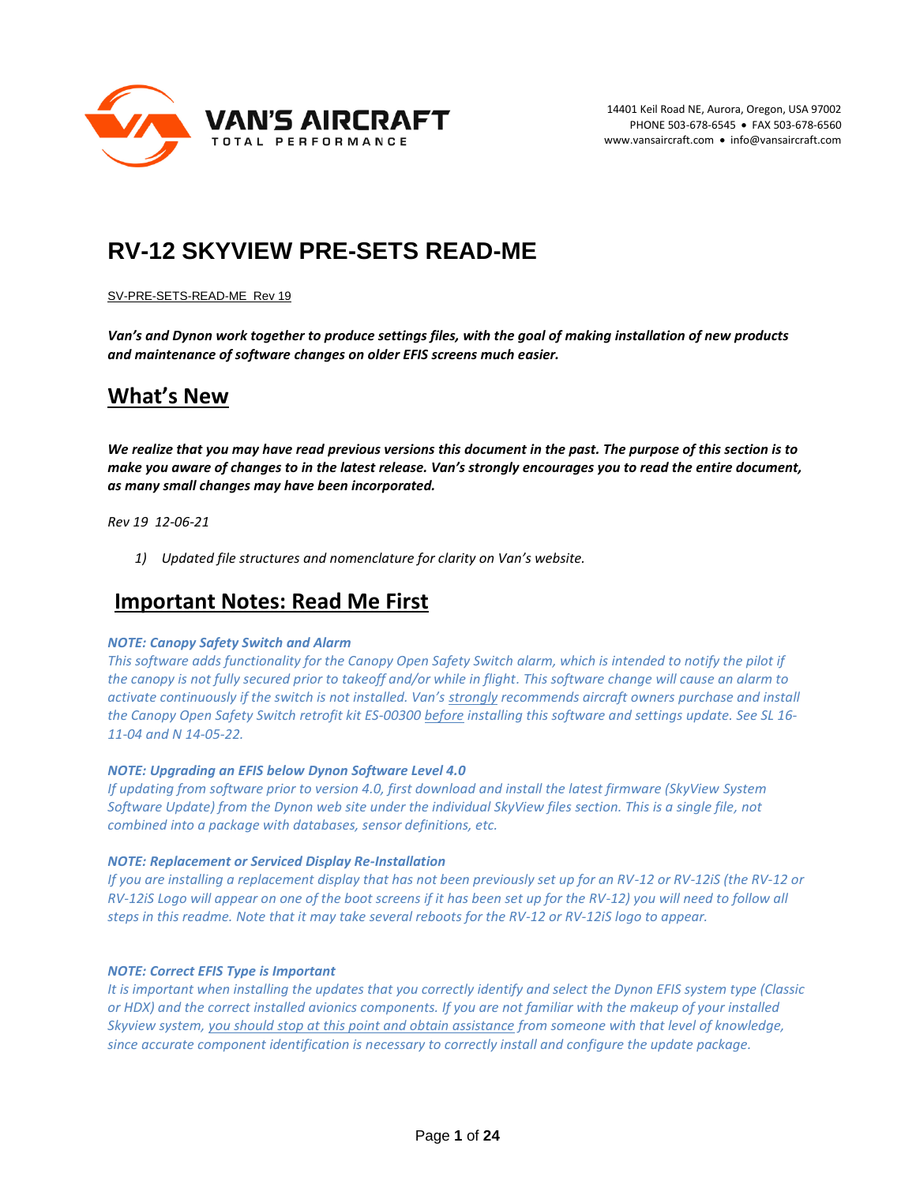VAN'S AIRCRAFT
TOTAL PERFORMANCE

14401 Keil Road NE, Aurora, Oregon, USA 97002
PHONE 503-678-6545 • FAX 503-678-6560
www.vansaircraft.com • info@vansaircraft.com

# RV-12 SKYVIEW PRE-SETS READ-ME

SV-PRE-SETS-READ-ME Rev 19

***Van's and Dynon work together to produce settings files, with the goal of making installation of new products and maintenance of software changes on older EFIS screens much easier.***

## What's New

***We realize that you may have read previous versions this document in the past. The purpose of this section is to make you aware of changes to in the latest release. Van's strongly encourages you to read the entire document, as many small changes may have been incorporated.***

*Rev 19 12-06-21*

1) *Updated file structures and nomenclature for clarity on Van's website.*

## Important Notes: Read Me First

***NOTE: Canopy Safety Switch and Alarm***
*This software adds functionality for the Canopy Open Safety Switch alarm, which is intended to notify the pilot if the canopy is not fully secured prior to takeoff and/or while in flight. This software change will cause an alarm to activate continuously if the switch is not installed. Van's strongly recommends aircraft owners purchase and install the Canopy Open Safety Switch retrofit kit ES-00300 before installing this software and settings update. See SL 16-11-04 and N 14-05-22.*

***NOTE: Upgrading an EFIS below Dynon Software Level 4.0***
*If updating from software prior to version 4.0, first download and install the latest firmware (SkyView System Software Update) from the Dynon web site under the individual SkyView files section. This is a single file, not combined into a package with databases, sensor definitions, etc.*

***NOTE: Replacement or Serviced Display Re-Installation***
*If you are installing a replacement display that has not been previously set up for an RV-12 or RV-12iS (the RV-12 or RV-12iS Logo will appear on one of the boot screens if it has been set up for the RV-12) you will need to follow all steps in this readme. Note that it may take several reboots for the RV-12 or RV-12iS logo to appear.*

***NOTE: Correct EFIS Type is Important***
*It is important when installing the updates that you correctly identify and select the Dynon EFIS system type (Classic or HDX) and the correct installed avionics components. If you are not familiar with the makeup of your installed Skyview system, you should stop at this point and obtain assistance from someone with that level of knowledge, since accurate component identification is necessary to correctly install and configure the update package.*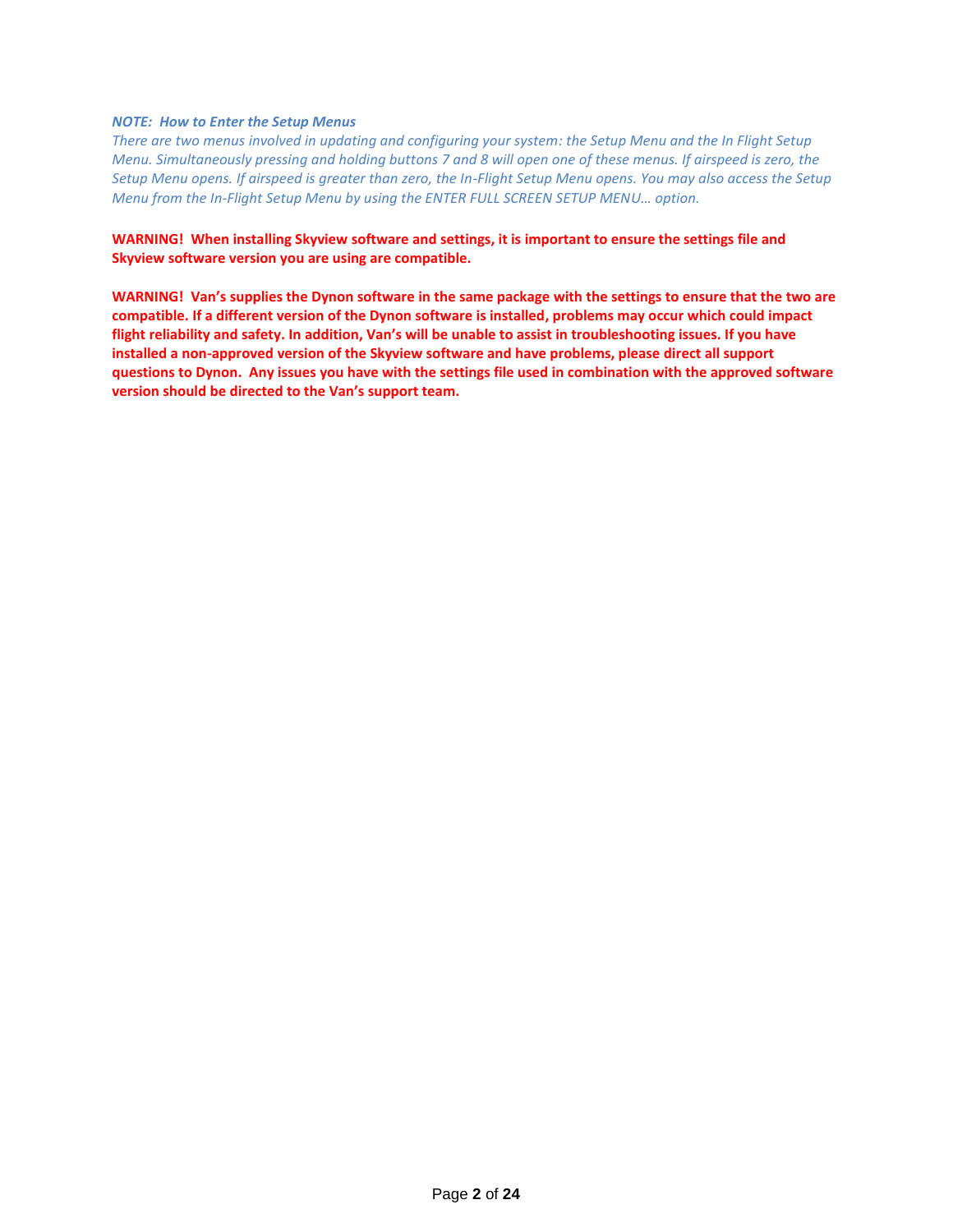***NOTE: How to Enter the Setup Menus***

*There are two menus involved in updating and configuring your system: the Setup Menu and the In Flight Setup Menu. Simultaneously pressing and holding buttons 7 and 8 will open one of these menus. If airspeed is zero, the Setup Menu opens. If airspeed is greater than zero, the In-Flight Setup Menu opens. You may also access the Setup Menu from the In-Flight Setup Menu by using the ENTER FULL SCREEN SETUP MENU… option.*

**WARNING! When installing Skyview software and settings, it is important to ensure the settings file and Skyview software version you are using are compatible.**

**WARNING! Van's supplies the Dynon software in the same package with the settings to ensure that the two are compatible. If a different version of the Dynon software is installed, problems may occur which could impact flight reliability and safety. In addition, Van's will be unable to assist in troubleshooting issues. If you have installed a non-approved version of the Skyview software and have problems, please direct all support questions to Dynon. Any issues you have with the settings file used in combination with the approved software version should be directed to the Van's support team.**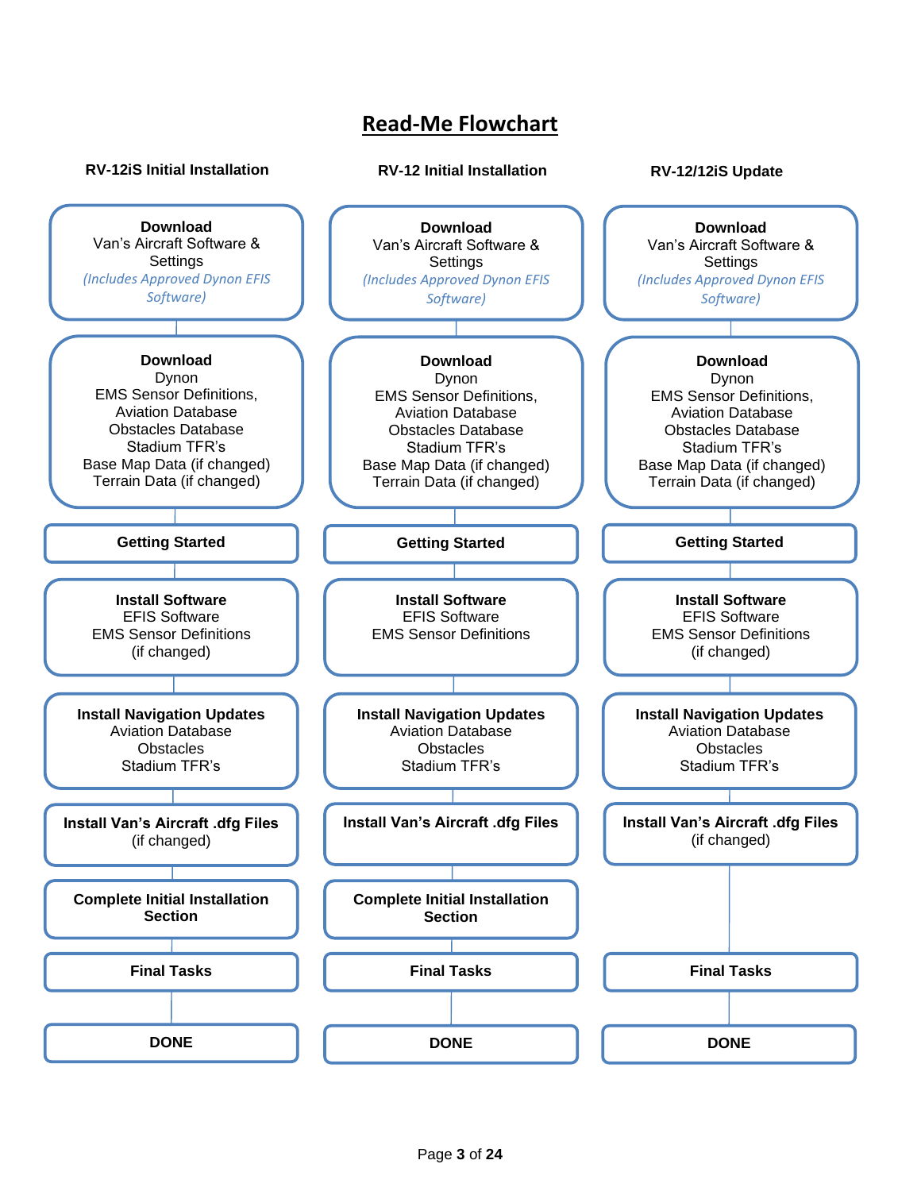# Read-Me Flowchart

### RV-12iS Initial Installation

1. **Download**
   Van's Aircraft Software & Settings
   *(Includes Approved Dynon EFIS Software)*
2. **Download**
   Dynon
   EMS Sensor Definitions,
   Aviation Database
   Obstacles Database
   Stadium TFR's
   Base Map Data (if changed)
   Terrain Data (if changed)
3. **Getting Started**
4. **Install Software**
   EFIS Software
   EMS Sensor Definitions
   (if changed)
5. **Install Navigation Updates**
   Aviation Database
   Obstacles
   Stadium TFR's
6. **Install Van's Aircraft .dfg Files**
   (if changed)
7. **Complete Initial Installation Section**
8. **Final Tasks**
9. **DONE**

### RV-12 Initial Installation

1. **Download**
   Van's Aircraft Software & Settings
   *(Includes Approved Dynon EFIS Software)*
2. **Download**
   Dynon
   EMS Sensor Definitions,
   Aviation Database
   Obstacles Database
   Stadium TFR's
   Base Map Data (if changed)
   Terrain Data (if changed)
3. **Getting Started**
4. **Install Software**
   EFIS Software
   EMS Sensor Definitions
5. **Install Navigation Updates**
   Aviation Database
   Obstacles
   Stadium TFR's
6. **Install Van's Aircraft .dfg Files**
7. **Complete Initial Installation Section**
8. **Final Tasks**
9. **DONE**

### RV-12/12iS Update

1. **Download**
   Van's Aircraft Software & Settings
   *(Includes Approved Dynon EFIS Software)*
2. **Download**
   Dynon
   EMS Sensor Definitions,
   Aviation Database
   Obstacles Database
   Stadium TFR's
   Base Map Data (if changed)
   Terrain Data (if changed)
3. **Getting Started**
4. **Install Software**
   EFIS Software
   EMS Sensor Definitions
   (if changed)
5. **Install Navigation Updates**
   Aviation Database
   Obstacles
   Stadium TFR's
6. **Install Van's Aircraft .dfg Files**
   (if changed)
7. **Final Tasks**
8. **DONE**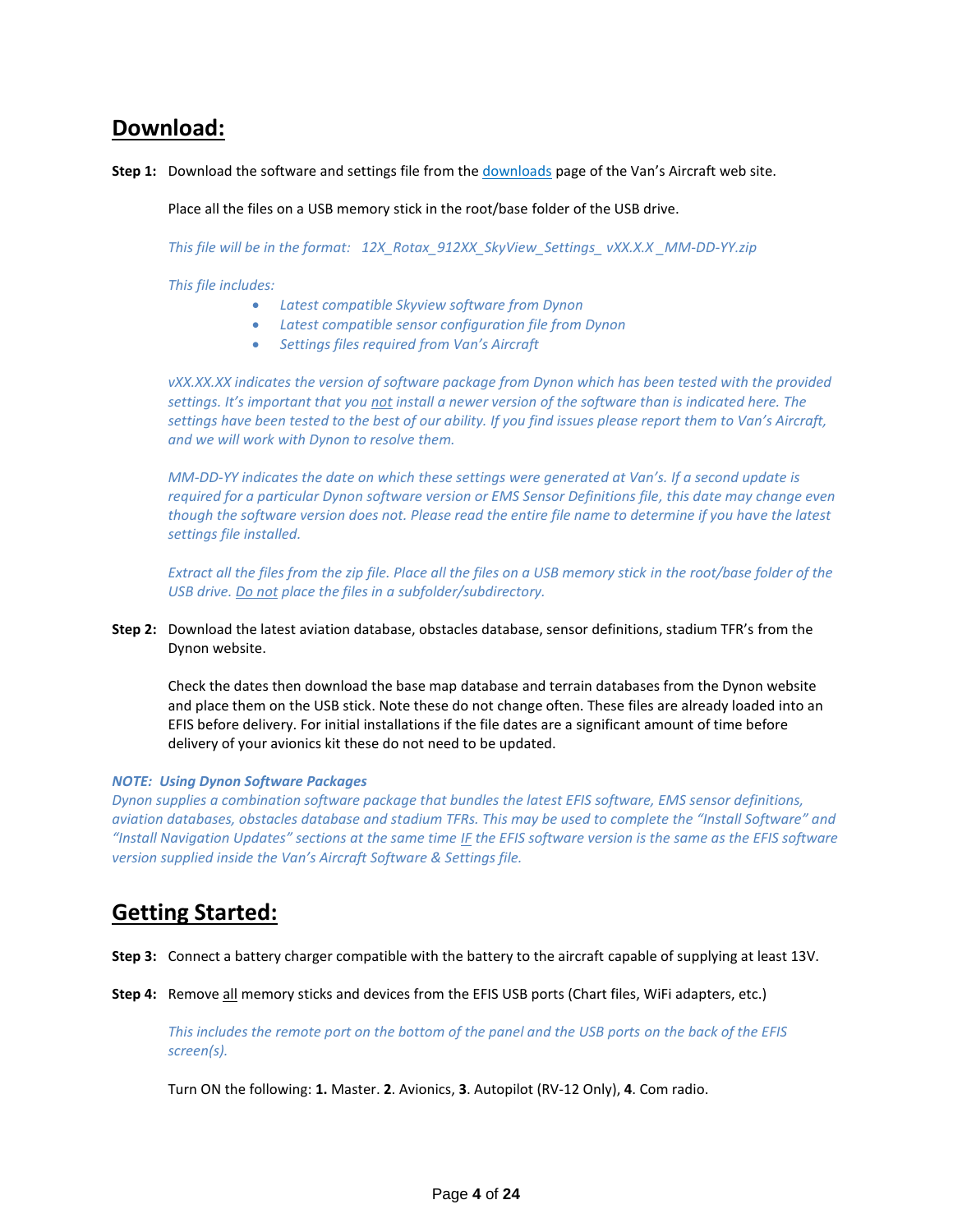## Download:

**Step 1:** Download the software and settings file from the downloads page of the Van's Aircraft web site.

Place all the files on a USB memory stick in the root/base folder of the USB drive.

*This file will be in the format: 12X_Rotax_912XX_SkyView_Settings_ vXX.X.X _MM-DD-YY.zip*

*This file includes:*

- *Latest compatible Skyview software from Dynon*
- *Latest compatible sensor configuration file from Dynon*
- *Settings files required from Van's Aircraft*

*vXX.XX.XX indicates the version of software package from Dynon which has been tested with the provided settings. It's important that you not install a newer version of the software than is indicated here. The settings have been tested to the best of our ability. If you find issues please report them to Van's Aircraft, and we will work with Dynon to resolve them.*

*MM-DD-YY indicates the date on which these settings were generated at Van's. If a second update is required for a particular Dynon software version or EMS Sensor Definitions file, this date may change even though the software version does not. Please read the entire file name to determine if you have the latest settings file installed.*

*Extract all the files from the zip file. Place all the files on a USB memory stick in the root/base folder of the USB drive. Do not place the files in a subfolder/subdirectory.*

**Step 2:** Download the latest aviation database, obstacles database, sensor definitions, stadium TFR's from the Dynon website.

Check the dates then download the base map database and terrain databases from the Dynon website and place them on the USB stick. Note these do not change often. These files are already loaded into an EFIS before delivery. For initial installations if the file dates are a significant amount of time before delivery of your avionics kit these do not need to be updated.

***NOTE: Using Dynon Software Packages***
*Dynon supplies a combination software package that bundles the latest EFIS software, EMS sensor definitions, aviation databases, obstacles database and stadium TFRs. This may be used to complete the "Install Software" and "Install Navigation Updates" sections at the same time IF the EFIS software version is the same as the EFIS software version supplied inside the Van's Aircraft Software & Settings file.*

## Getting Started:

**Step 3:** Connect a battery charger compatible with the battery to the aircraft capable of supplying at least 13V.

**Step 4:** Remove all memory sticks and devices from the EFIS USB ports (Chart files, WiFi adapters, etc.)

*This includes the remote port on the bottom of the panel and the USB ports on the back of the EFIS screen(s).*

Turn ON the following: **1.** Master. **2**. Avionics, **3**. Autopilot (RV-12 Only), **4**. Com radio.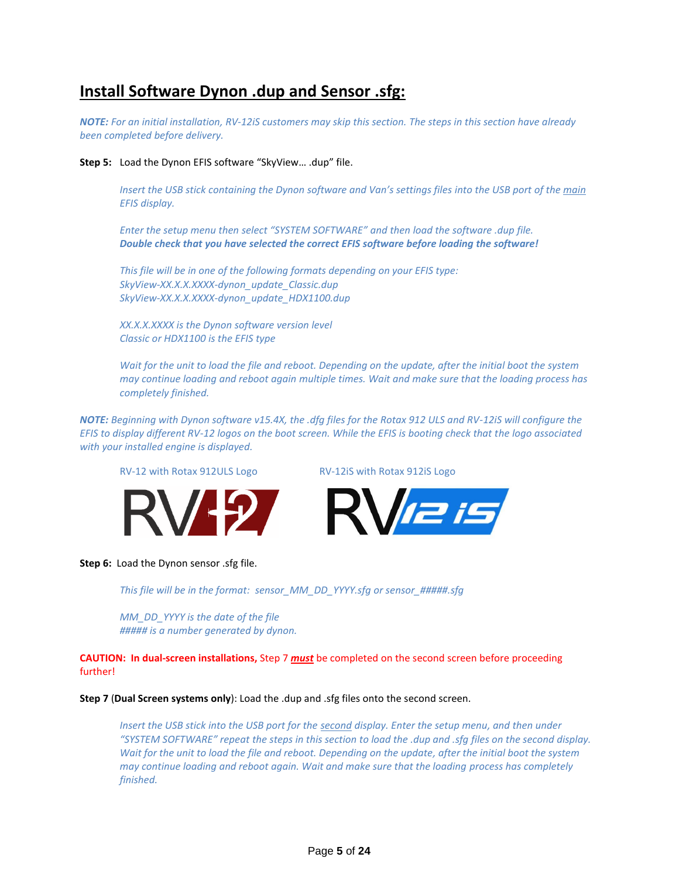## Install Software Dynon .dup and Sensor .sfg:

***NOTE:*** *For an initial installation, RV-12iS customers may skip this section. The steps in this section have already been completed before delivery.*

**Step 5:** Load the Dynon EFIS software "SkyView… .dup" file.

*Insert the USB stick containing the Dynon software and Van's settings files into the USB port of the main EFIS display.*

*Enter the setup menu then select "SYSTEM SOFTWARE" and then load the software .dup file.*
***Double check that you have selected the correct EFIS software before loading the software!***

*This file will be in one of the following formats depending on your EFIS type:*
*SkyView-XX.X.X.XXXX-dynon_update_Classic.dup*
*SkyView-XX.X.X.XXXX-dynon_update_HDX1100.dup*

*XX.X.X.XXXX is the Dynon software version level*
*Classic or HDX1100 is the EFIS type*

*Wait for the unit to load the file and reboot. Depending on the update, after the initial boot the system may continue loading and reboot again multiple times. Wait and make sure that the loading process has completely finished.*

***NOTE:*** *Beginning with Dynon software v15.4X, the .dfg files for the Rotax 912 ULS and RV-12iS will configure the EFIS to display different RV-12 logos on the boot screen. While the EFIS is booting check that the logo associated with your installed engine is displayed.*

RV-12 with Rotax 912ULS Logo

RV-12iS with Rotax 912iS Logo

**Step 6:** Load the Dynon sensor .sfg file.

*This file will be in the format: sensor_MM_DD_YYYY.sfg or sensor_#####.sfg*

*MM_DD_YYYY is the date of the file*
*##### is a number generated by dynon.*

**CAUTION: In dual-screen installations,** Step 7 ***must*** be completed on the second screen before proceeding further!

**Step 7** (**Dual Screen systems only**): Load the .dup and .sfg files onto the second screen.

*Insert the USB stick into the USB port for the second display. Enter the setup menu, and then under "SYSTEM SOFTWARE" repeat the steps in this section to load the .dup and .sfg files on the second display. Wait for the unit to load the file and reboot. Depending on the update, after the initial boot the system may continue loading and reboot again. Wait and make sure that the loading process has completely finished.*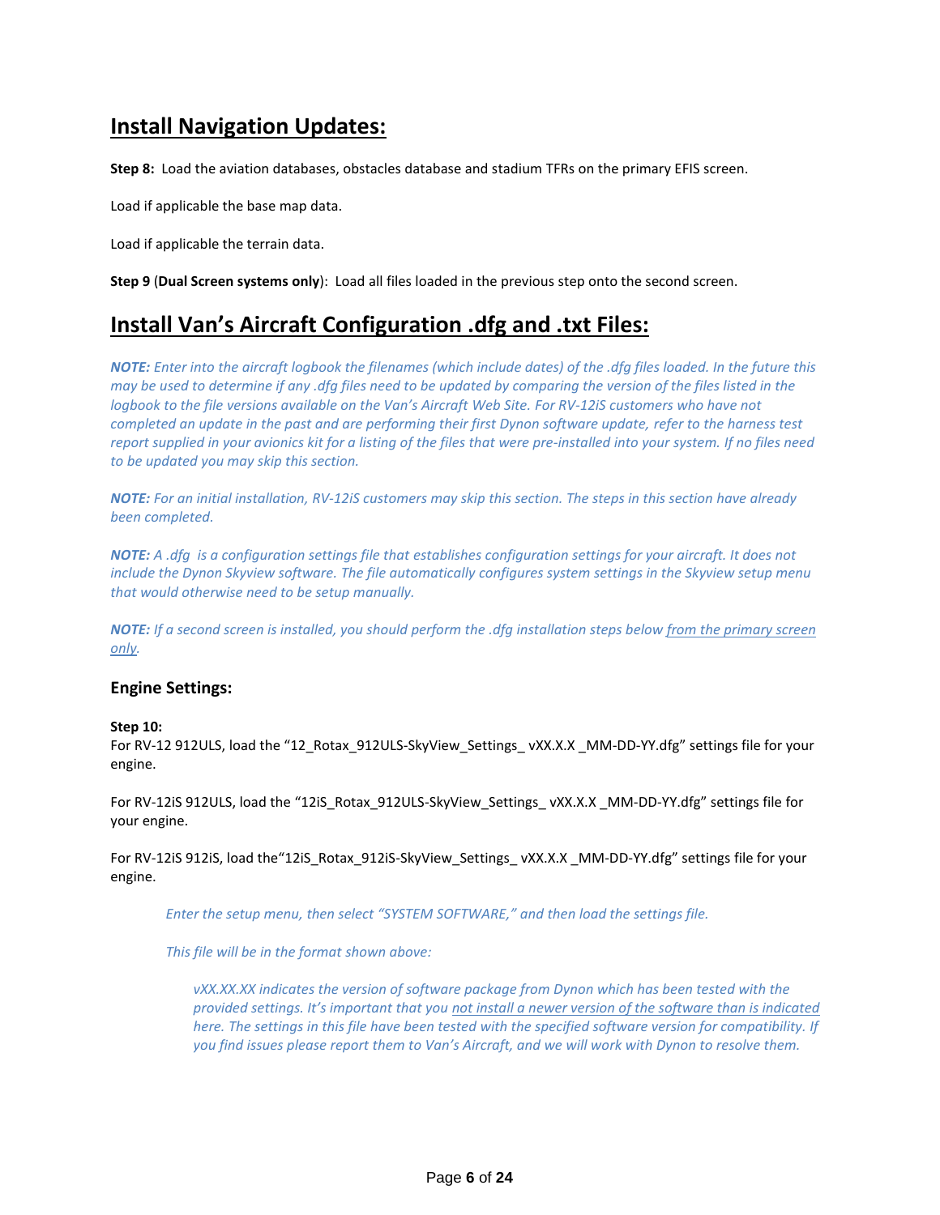## Install Navigation Updates:

**Step 8:** Load the aviation databases, obstacles database and stadium TFRs on the primary EFIS screen.

Load if applicable the base map data.

Load if applicable the terrain data.

**Step 9** (**Dual Screen systems only**): Load all files loaded in the previous step onto the second screen.

## Install Van's Aircraft Configuration .dfg and .txt Files:

***NOTE:*** *Enter into the aircraft logbook the filenames (which include dates) of the .dfg files loaded. In the future this may be used to determine if any .dfg files need to be updated by comparing the version of the files listed in the logbook to the file versions available on the Van's Aircraft Web Site. For RV-12iS customers who have not completed an update in the past and are performing their first Dynon software update, refer to the harness test report supplied in your avionics kit for a listing of the files that were pre-installed into your system. If no files need to be updated you may skip this section.*

***NOTE:*** *For an initial installation, RV-12iS customers may skip this section. The steps in this section have already been completed.*

***NOTE:*** *A .dfg is a configuration settings file that establishes configuration settings for your aircraft. It does not include the Dynon Skyview software. The file automatically configures system settings in the Skyview setup menu that would otherwise need to be setup manually.*

***NOTE:*** *If a second screen is installed, you should perform the .dfg installation steps below <u>from the primary screen only</u>.*

### Engine Settings:

**Step 10:**
For RV-12 912ULS, load the "12_Rotax_912ULS-SkyView_Settings_ vXX.X.X _MM-DD-YY.dfg" settings file for your engine.

For RV-12iS 912ULS, load the "12iS_Rotax_912ULS-SkyView_Settings_ vXX.X.X _MM-DD-YY.dfg" settings file for your engine.

For RV-12iS 912iS, load the"12iS_Rotax_912iS-SkyView_Settings_ vXX.X.X _MM-DD-YY.dfg" settings file for your engine.

> *Enter the setup menu, then select "SYSTEM SOFTWARE," and then load the settings file.*
>
> *This file will be in the format shown above:*
>
> > *vXX.XX.XX indicates the version of software package from Dynon which has been tested with the provided settings. It's important that you <u>not install a newer version of the software than is indicated</u> here. The settings in this file have been tested with the specified software version for compatibility. If you find issues please report them to Van's Aircraft, and we will work with Dynon to resolve them.*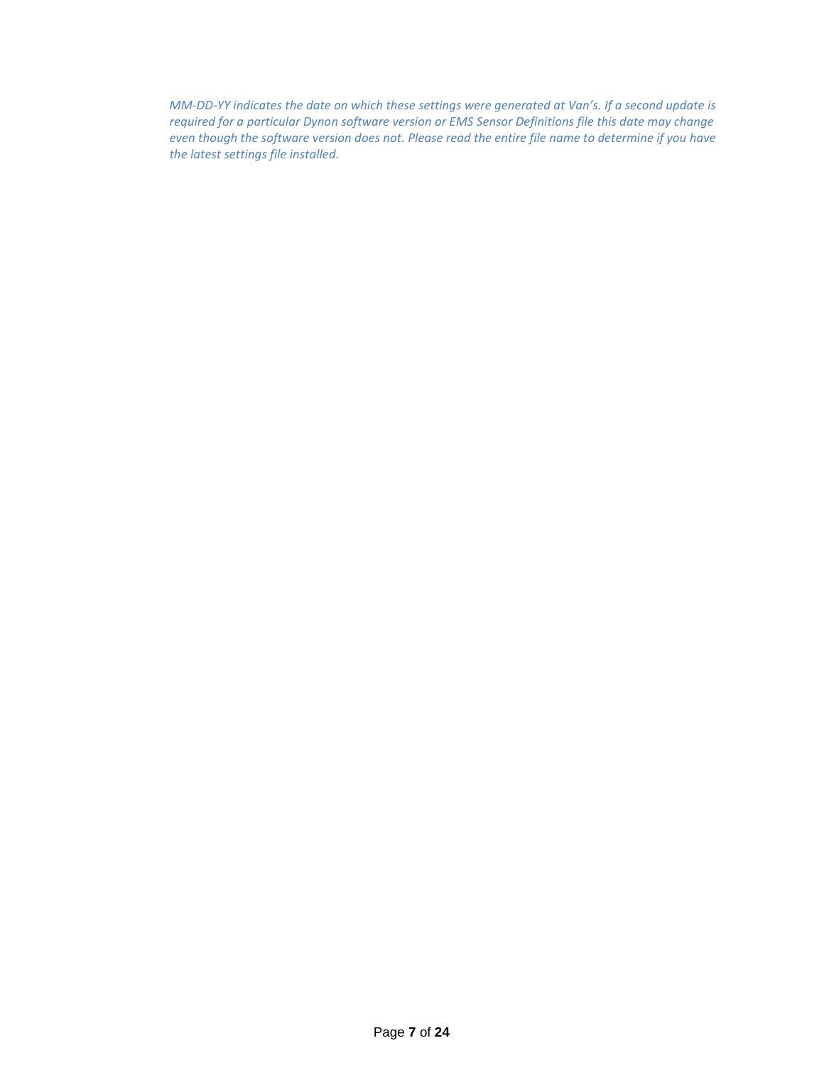*MM-DD-YY indicates the date on which these settings were generated at Van's. If a second update is required for a particular Dynon software version or EMS Sensor Definitions file this date may change even though the software version does not. Please read the entire file name to determine if you have the latest settings file installed.*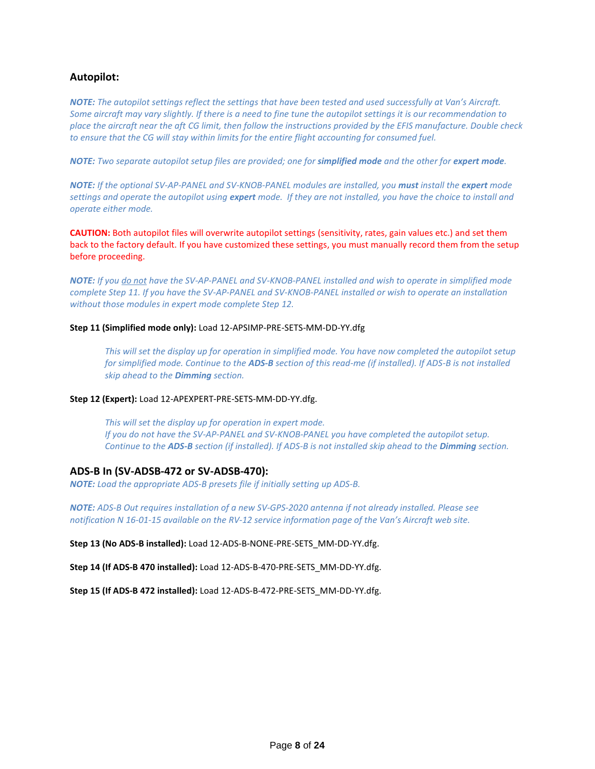## Autopilot:

***NOTE:*** *The autopilot settings reflect the settings that have been tested and used successfully at Van's Aircraft. Some aircraft may vary slightly. If there is a need to fine tune the autopilot settings it is our recommendation to place the aircraft near the aft CG limit, then follow the instructions provided by the EFIS manufacture. Double check to ensure that the CG will stay within limits for the entire flight accounting for consumed fuel.*

***NOTE:*** *Two separate autopilot setup files are provided; one for **simplified mode** and the other for **expert mode**.*

***NOTE:*** *If the optional SV-AP-PANEL and SV-KNOB-PANEL modules are installed, you **must** install the **expert** mode settings and operate the autopilot using **expert** mode. If they are not installed, you have the choice to install and operate either mode.*

**CAUTION:** Both autopilot files will overwrite autopilot settings (sensitivity, rates, gain values etc.) and set them back to the factory default. If you have customized these settings, you must manually record them from the setup before proceeding.

***NOTE:*** *If you <u>do not</u> have the SV-AP-PANEL and SV-KNOB-PANEL installed and wish to operate in simplified mode complete Step 11. If you have the SV-AP-PANEL and SV-KNOB-PANEL installed or wish to operate an installation without those modules in expert mode complete Step 12.*

**Step 11 (Simplified mode only):** Load 12-APSIMP-PRE-SETS-MM-DD-YY.dfg

> *This will set the display up for operation in simplified mode. You have now completed the autopilot setup for simplified mode. Continue to the **ADS-B** section of this read-me (if installed). If ADS-B is not installed skip ahead to the **Dimming** section.*

**Step 12 (Expert):** Load 12-APEXPERT-PRE-SETS-MM-DD-YY.dfg.

> *This will set the display up for operation in expert mode.*
> *If you do not have the SV-AP-PANEL and SV-KNOB-PANEL you have completed the autopilot setup. Continue to the **ADS-B** section (if installed). If ADS-B is not installed skip ahead to the **Dimming** section.*

## ADS-B In (SV-ADSB-472 or SV-ADSB-470):

***NOTE:*** *Load the appropriate ADS-B presets file if initially setting up ADS-B.*

***NOTE:*** *ADS-B Out requires installation of a new SV-GPS-2020 antenna if not already installed. Please see notification N 16-01-15 available on the RV-12 service information page of the Van's Aircraft web site.*

**Step 13 (No ADS-B installed):** Load 12-ADS-B-NONE-PRE-SETS_MM-DD-YY.dfg.

**Step 14 (If ADS-B 470 installed):** Load 12-ADS-B-470-PRE-SETS_MM-DD-YY.dfg.

**Step 15 (If ADS-B 472 installed):** Load 12-ADS-B-472-PRE-SETS_MM-DD-YY.dfg.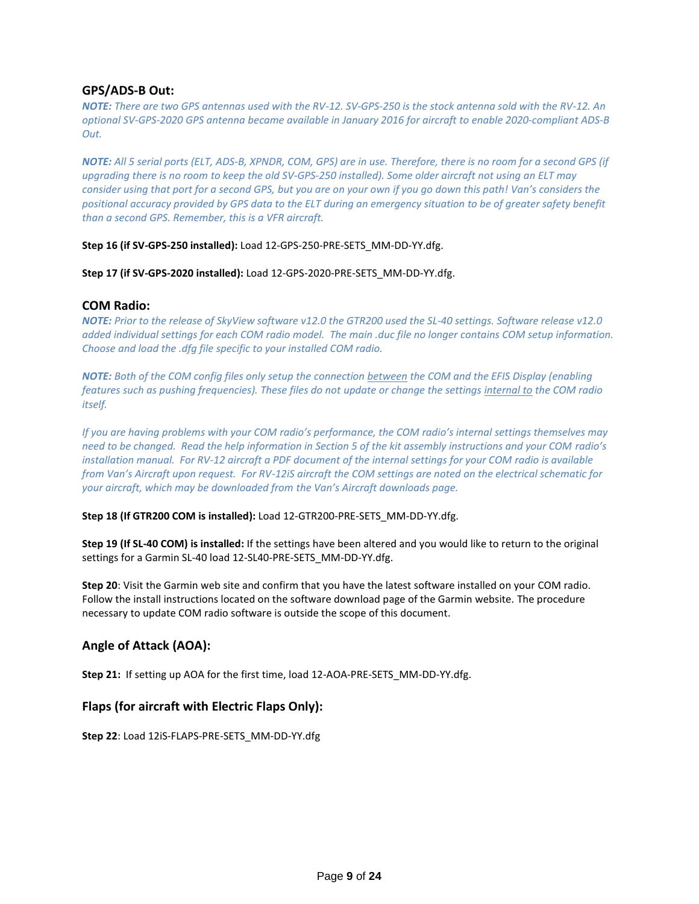## GPS/ADS-B Out:

***NOTE:*** *There are two GPS antennas used with the RV-12. SV-GPS-250 is the stock antenna sold with the RV-12. An optional SV-GPS-2020 GPS antenna became available in January 2016 for aircraft to enable 2020-compliant ADS-B Out.*

***NOTE:*** *All 5 serial ports (ELT, ADS-B, XPNDR, COM, GPS) are in use. Therefore, there is no room for a second GPS (if upgrading there is no room to keep the old SV-GPS-250 installed). Some older aircraft not using an ELT may consider using that port for a second GPS, but you are on your own if you go down this path! Van's considers the positional accuracy provided by GPS data to the ELT during an emergency situation to be of greater safety benefit than a second GPS. Remember, this is a VFR aircraft.*

**Step 16 (if SV-GPS-250 installed):** Load 12-GPS-250-PRE-SETS_MM-DD-YY.dfg.

**Step 17 (if SV-GPS-2020 installed):** Load 12-GPS-2020-PRE-SETS_MM-DD-YY.dfg.

## COM Radio:

***NOTE:*** *Prior to the release of SkyView software v12.0 the GTR200 used the SL-40 settings. Software release v12.0 added individual settings for each COM radio model. The main .duc file no longer contains COM setup information. Choose and load the .dfg file specific to your installed COM radio.*

***NOTE:*** *Both of the COM config files only setup the connection <u>between</u> the COM and the EFIS Display (enabling features such as pushing frequencies). These files do not update or change the settings <u>internal to</u> the COM radio itself.*

*If you are having problems with your COM radio's performance, the COM radio's internal settings themselves may need to be changed. Read the help information in Section 5 of the kit assembly instructions and your COM radio's installation manual. For RV-12 aircraft a PDF document of the internal settings for your COM radio is available from Van's Aircraft upon request. For RV-12iS aircraft the COM settings are noted on the electrical schematic for your aircraft, which may be downloaded from the Van's Aircraft downloads page.*

**Step 18 (If GTR200 COM is installed):** Load 12-GTR200-PRE-SETS_MM-DD-YY.dfg.

**Step 19 (If SL-40 COM) is installed:** If the settings have been altered and you would like to return to the original settings for a Garmin SL-40 load 12-SL40-PRE-SETS_MM-DD-YY.dfg.

**Step 20**: Visit the Garmin web site and confirm that you have the latest software installed on your COM radio. Follow the install instructions located on the software download page of the Garmin website. The procedure necessary to update COM radio software is outside the scope of this document.

## Angle of Attack (AOA):

**Step 21:** If setting up AOA for the first time, load 12-AOA-PRE-SETS_MM-DD-YY.dfg.

## Flaps (for aircraft with Electric Flaps Only):

**Step 22**: Load 12iS-FLAPS-PRE-SETS_MM-DD-YY.dfg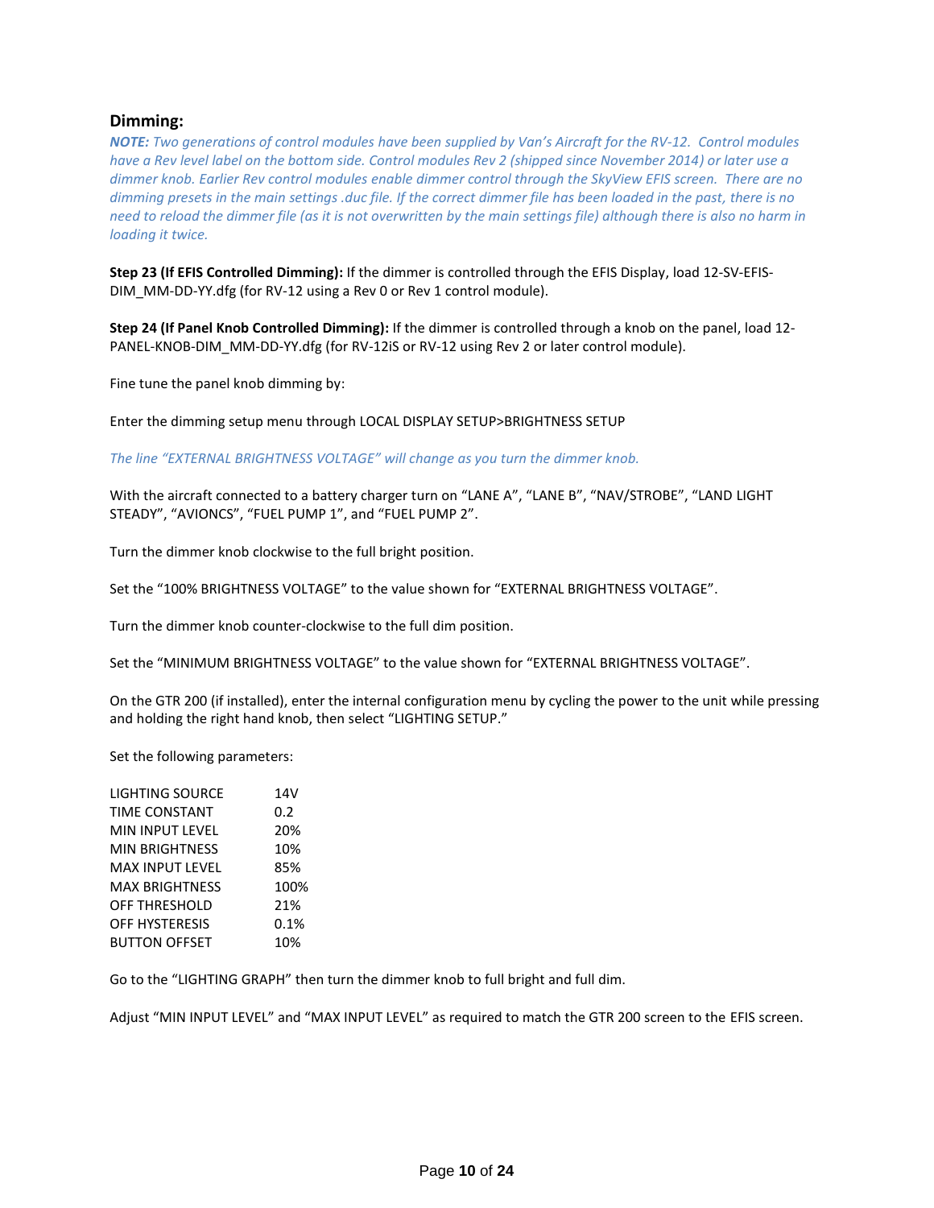## Dimming:

***NOTE:** Two generations of control modules have been supplied by Van's Aircraft for the RV-12. Control modules have a Rev level label on the bottom side. Control modules Rev 2 (shipped since November 2014) or later use a dimmer knob. Earlier Rev control modules enable dimmer control through the SkyView EFIS screen. There are no dimming presets in the main settings .duc file. If the correct dimmer file has been loaded in the past, there is no need to reload the dimmer file (as it is not overwritten by the main settings file) although there is also no harm in loading it twice.*

**Step 23 (If EFIS Controlled Dimming):** If the dimmer is controlled through the EFIS Display, load 12-SV-EFIS-DIM_MM-DD-YY.dfg (for RV-12 using a Rev 0 or Rev 1 control module).

**Step 24 (If Panel Knob Controlled Dimming):** If the dimmer is controlled through a knob on the panel, load 12-PANEL-KNOB-DIM_MM-DD-YY.dfg (for RV-12iS or RV-12 using Rev 2 or later control module).

Fine tune the panel knob dimming by:

Enter the dimming setup menu through LOCAL DISPLAY SETUP>BRIGHTNESS SETUP

*The line "EXTERNAL BRIGHTNESS VOLTAGE" will change as you turn the dimmer knob.*

With the aircraft connected to a battery charger turn on "LANE A", "LANE B", "NAV/STROBE", "LAND LIGHT STEADY", "AVIONCS", "FUEL PUMP 1", and "FUEL PUMP 2".

Turn the dimmer knob clockwise to the full bright position.

Set the "100% BRIGHTNESS VOLTAGE" to the value shown for "EXTERNAL BRIGHTNESS VOLTAGE".

Turn the dimmer knob counter-clockwise to the full dim position.

Set the "MINIMUM BRIGHTNESS VOLTAGE" to the value shown for "EXTERNAL BRIGHTNESS VOLTAGE".

On the GTR 200 (if installed), enter the internal configuration menu by cycling the power to the unit while pressing and holding the right hand knob, then select "LIGHTING SETUP."

Set the following parameters:

| | |
|---|---|
| LIGHTING SOURCE | 14V |
| TIME CONSTANT | 0.2 |
| MIN INPUT LEVEL | 20% |
| MIN BRIGHTNESS | 10% |
| MAX INPUT LEVEL | 85% |
| MAX BRIGHTNESS | 100% |
| OFF THRESHOLD | 21% |
| OFF HYSTERESIS | 0.1% |
| BUTTON OFFSET | 10% |

Go to the "LIGHTING GRAPH" then turn the dimmer knob to full bright and full dim.

Adjust "MIN INPUT LEVEL" and "MAX INPUT LEVEL" as required to match the GTR 200 screen to the EFIS screen.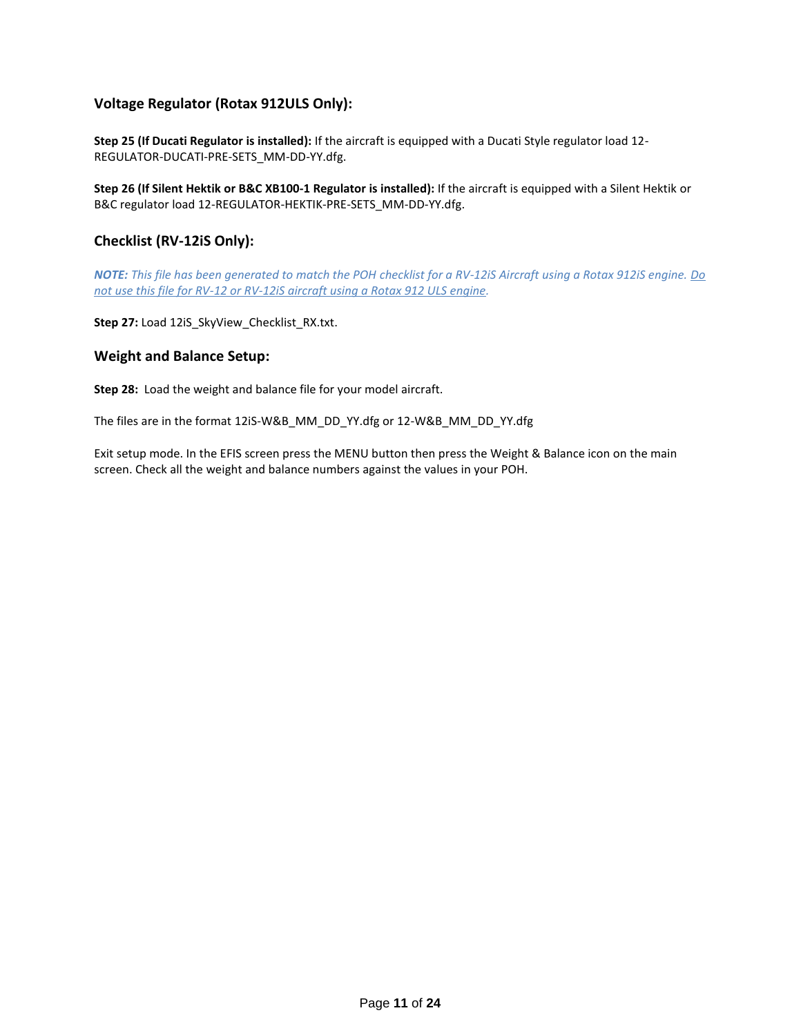### Voltage Regulator (Rotax 912ULS Only):

**Step 25 (If Ducati Regulator is installed):** If the aircraft is equipped with a Ducati Style regulator load 12-REGULATOR-DUCATI-PRE-SETS_MM-DD-YY.dfg.

**Step 26 (If Silent Hektik or B&C XB100-1 Regulator is installed):** If the aircraft is equipped with a Silent Hektik or B&C regulator load 12-REGULATOR-HEKTIK-PRE-SETS_MM-DD-YY.dfg.

### Checklist (RV-12iS Only):

***NOTE:*** *This file has been generated to match the POH checklist for a RV-12iS Aircraft using a Rotax 912iS engine. <u>Do not use this file for RV-12 or RV-12iS aircraft using a Rotax 912 ULS engine</u>.*

**Step 27:** Load 12iS_SkyView_Checklist_RX.txt.

### Weight and Balance Setup:

**Step 28:** Load the weight and balance file for your model aircraft.

The files are in the format 12iS-W&B_MM_DD_YY.dfg or 12-W&B_MM_DD_YY.dfg

Exit setup mode. In the EFIS screen press the MENU button then press the Weight & Balance icon on the main screen. Check all the weight and balance numbers against the values in your POH.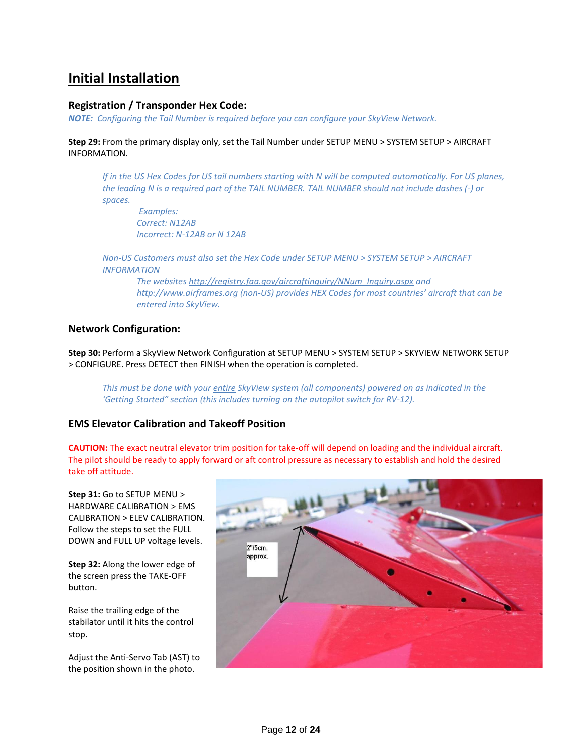## Initial Installation

### Registration / Transponder Hex Code:

***NOTE:** Configuring the Tail Number is required before you can configure your SkyView Network.*

**Step 29:** From the primary display only, set the Tail Number under SETUP MENU > SYSTEM SETUP > AIRCRAFT INFORMATION.

> *If in the US Hex Codes for US tail numbers starting with N will be computed automatically. For US planes, the leading N is a required part of the TAIL NUMBER. TAIL NUMBER should not include dashes (-) or spaces.*
>
> > *Examples:*
> > *Correct: N12AB*
> > *Incorrect: N-12AB or N 12AB*
>
> *Non-US Customers must also set the Hex Code under SETUP MENU > SYSTEM SETUP > AIRCRAFT INFORMATION*
>
> > *The websites http://registry.faa.gov/aircraftinquiry/NNum_Inquiry.aspx and http://www.airframes.org (non-US) provides HEX Codes for most countries' aircraft that can be entered into SkyView.*

### Network Configuration:

**Step 30:** Perform a SkyView Network Configuration at SETUP MENU > SYSTEM SETUP > SKYVIEW NETWORK SETUP > CONFIGURE. Press DETECT then FINISH when the operation is completed.

> *This must be done with your entire SkyView system (all components) powered on as indicated in the 'Getting Started" section (this includes turning on the autopilot switch for RV-12).*

### EMS Elevator Calibration and Takeoff Position

**CAUTION:** The exact neutral elevator trim position for take-off will depend on loading and the individual aircraft. The pilot should be ready to apply forward or aft control pressure as necessary to establish and hold the desired take off attitude.

**Step 31:** Go to SETUP MENU > HARDWARE CALIBRATION > EMS CALIBRATION > ELEV CALIBRATION. Follow the steps to set the FULL DOWN and FULL UP voltage levels.

**Step 32:** Along the lower edge of the screen press the TAKE-OFF button.

Raise the trailing edge of the stabilator until it hits the control stop.

Adjust the Anti-Servo Tab (AST) to the position shown in the photo.

2"/5cm. approx.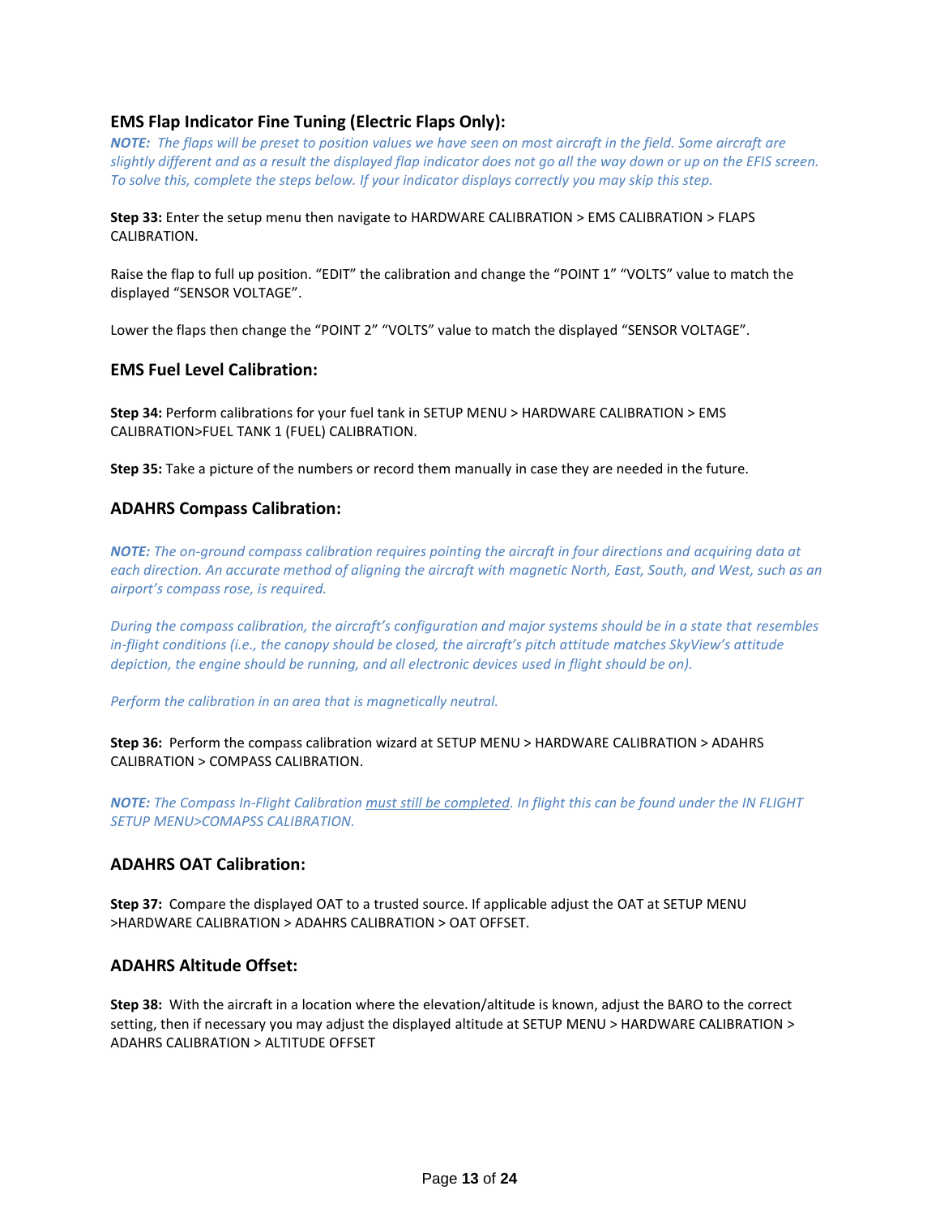### EMS Flap Indicator Fine Tuning (Electric Flaps Only):

***NOTE:*** *The flaps will be preset to position values we have seen on most aircraft in the field. Some aircraft are slightly different and as a result the displayed flap indicator does not go all the way down or up on the EFIS screen. To solve this, complete the steps below. If your indicator displays correctly you may skip this step.*

**Step 33:** Enter the setup menu then navigate to HARDWARE CALIBRATION > EMS CALIBRATION > FLAPS CALIBRATION.

Raise the flap to full up position. "EDIT" the calibration and change the "POINT 1" "VOLTS" value to match the displayed "SENSOR VOLTAGE".

Lower the flaps then change the "POINT 2" "VOLTS" value to match the displayed "SENSOR VOLTAGE".

### EMS Fuel Level Calibration:

**Step 34:** Perform calibrations for your fuel tank in SETUP MENU > HARDWARE CALIBRATION > EMS CALIBRATION>FUEL TANK 1 (FUEL) CALIBRATION.

**Step 35:** Take a picture of the numbers or record them manually in case they are needed in the future.

### ADAHRS Compass Calibration:

***NOTE:*** *The on-ground compass calibration requires pointing the aircraft in four directions and acquiring data at each direction. An accurate method of aligning the aircraft with magnetic North, East, South, and West, such as an airport's compass rose, is required.*

*During the compass calibration, the aircraft's configuration and major systems should be in a state that resembles in-flight conditions (i.e., the canopy should be closed, the aircraft's pitch attitude matches SkyView's attitude depiction, the engine should be running, and all electronic devices used in flight should be on).*

*Perform the calibration in an area that is magnetically neutral.*

**Step 36:** Perform the compass calibration wizard at SETUP MENU > HARDWARE CALIBRATION > ADAHRS CALIBRATION > COMPASS CALIBRATION.

***NOTE:*** *The Compass In-Flight Calibration <u>must still be completed</u>. In flight this can be found under the IN FLIGHT SETUP MENU>COMAPSS CALIBRATION.*

### ADAHRS OAT Calibration:

**Step 37:** Compare the displayed OAT to a trusted source. If applicable adjust the OAT at SETUP MENU >HARDWARE CALIBRATION > ADAHRS CALIBRATION > OAT OFFSET.

### ADAHRS Altitude Offset:

**Step 38:** With the aircraft in a location where the elevation/altitude is known, adjust the BARO to the correct setting, then if necessary you may adjust the displayed altitude at SETUP MENU > HARDWARE CALIBRATION > ADAHRS CALIBRATION > ALTITUDE OFFSET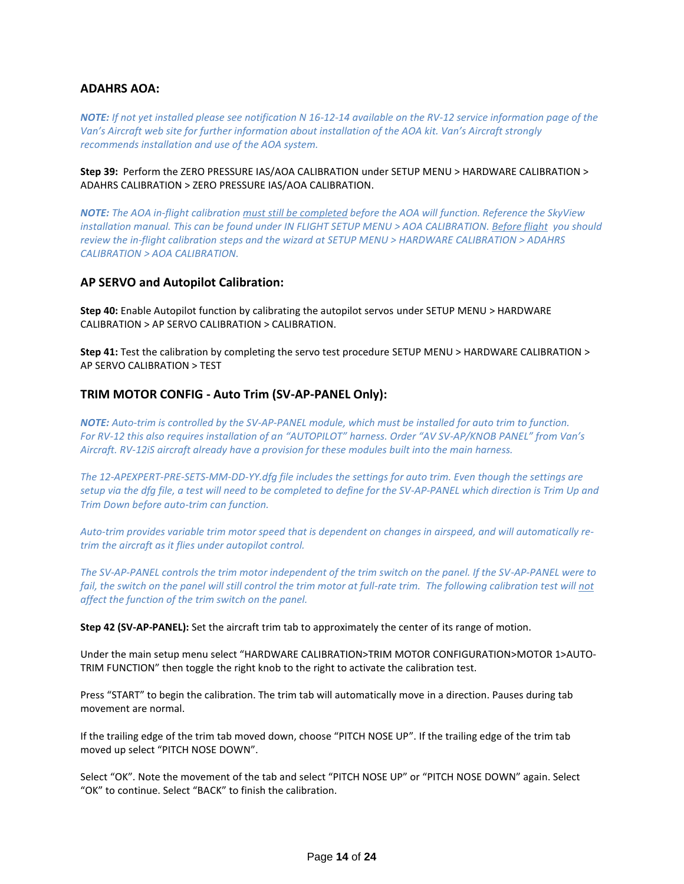### ADAHRS AOA:

***NOTE:** If not yet installed please see notification N 16-12-14 available on the RV-12 service information page of the Van's Aircraft web site for further information about installation of the AOA kit. Van's Aircraft strongly recommends installation and use of the AOA system.*

**Step 39:** Perform the ZERO PRESSURE IAS/AOA CALIBRATION under SETUP MENU > HARDWARE CALIBRATION > ADAHRS CALIBRATION > ZERO PRESSURE IAS/AOA CALIBRATION.

***NOTE:** The AOA in-flight calibration <u>must still be completed</u> before the AOA will function. Reference the SkyView installation manual. This can be found under IN FLIGHT SETUP MENU > AOA CALIBRATION. <u>Before flight</u> you should review the in-flight calibration steps and the wizard at SETUP MENU > HARDWARE CALIBRATION > ADAHRS CALIBRATION > AOA CALIBRATION.*

### AP SERVO and Autopilot Calibration:

**Step 40:** Enable Autopilot function by calibrating the autopilot servos under SETUP MENU > HARDWARE CALIBRATION > AP SERVO CALIBRATION > CALIBRATION.

**Step 41:** Test the calibration by completing the servo test procedure SETUP MENU > HARDWARE CALIBRATION > AP SERVO CALIBRATION > TEST

### TRIM MOTOR CONFIG - Auto Trim (SV-AP-PANEL Only):

***NOTE:** Auto-trim is controlled by the SV-AP-PANEL module, which must be installed for auto trim to function. For RV-12 this also requires installation of an "AUTOPILOT" harness. Order "AV SV-AP/KNOB PANEL" from Van's Aircraft. RV-12iS aircraft already have a provision for these modules built into the main harness.*

*The 12-APEXPERT-PRE-SETS-MM-DD-YY.dfg file includes the settings for auto trim. Even though the settings are setup via the dfg file, a test will need to be completed to define for the SV-AP-PANEL which direction is Trim Up and Trim Down before auto-trim can function.*

*Auto-trim provides variable trim motor speed that is dependent on changes in airspeed, and will automatically re-trim the aircraft as it flies under autopilot control.*

*The SV-AP-PANEL controls the trim motor independent of the trim switch on the panel. If the SV-AP-PANEL were to fail, the switch on the panel will still control the trim motor at full-rate trim. The following calibration test will <u>not</u> affect the function of the trim switch on the panel.*

**Step 42 (SV-AP-PANEL):** Set the aircraft trim tab to approximately the center of its range of motion.

Under the main setup menu select "HARDWARE CALIBRATION>TRIM MOTOR CONFIGURATION>MOTOR 1>AUTO-TRIM FUNCTION" then toggle the right knob to the right to activate the calibration test.

Press "START" to begin the calibration. The trim tab will automatically move in a direction. Pauses during tab movement are normal.

If the trailing edge of the trim tab moved down, choose "PITCH NOSE UP". If the trailing edge of the trim tab moved up select "PITCH NOSE DOWN".

Select "OK". Note the movement of the tab and select "PITCH NOSE UP" or "PITCH NOSE DOWN" again. Select "OK" to continue. Select "BACK" to finish the calibration.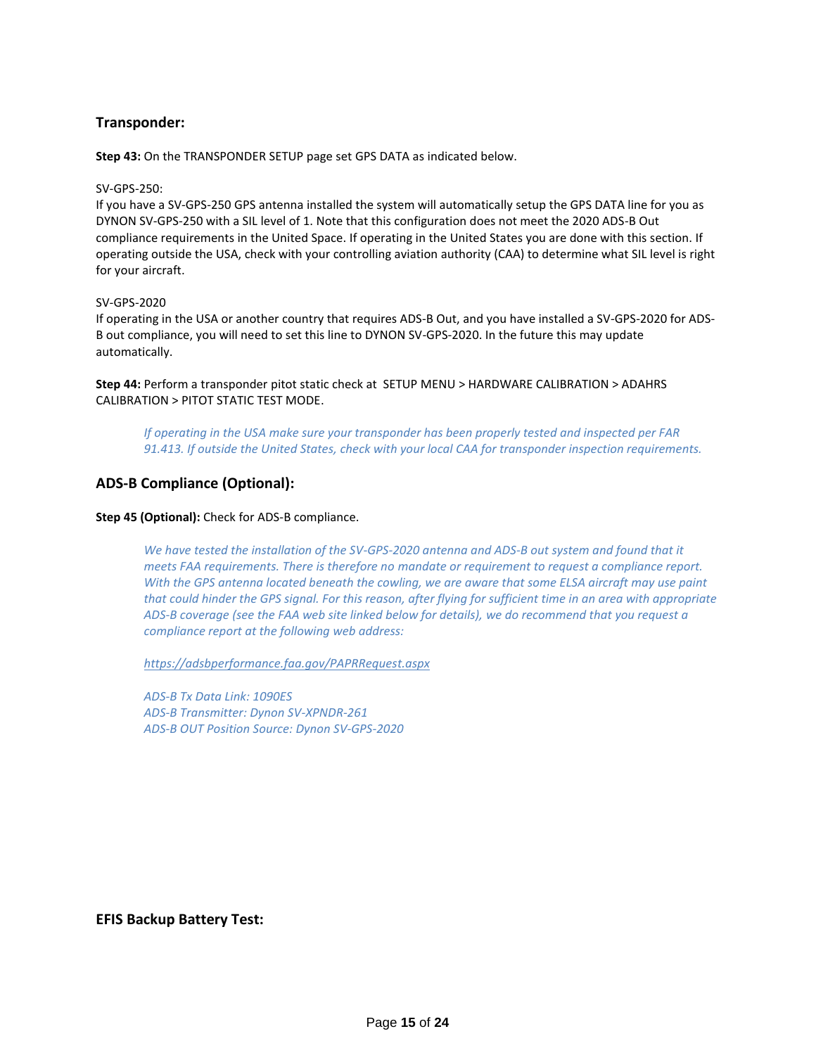## Transponder:

**Step 43:** On the TRANSPONDER SETUP page set GPS DATA as indicated below.

SV-GPS-250:
If you have a SV-GPS-250 GPS antenna installed the system will automatically setup the GPS DATA line for you as DYNON SV-GPS-250 with a SIL level of 1. Note that this configuration does not meet the 2020 ADS-B Out compliance requirements in the United Space. If operating in the United States you are done with this section. If operating outside the USA, check with your controlling aviation authority (CAA) to determine what SIL level is right for your aircraft.

SV-GPS-2020
If operating in the USA or another country that requires ADS-B Out, and you have installed a SV-GPS-2020 for ADS-B out compliance, you will need to set this line to DYNON SV-GPS-2020. In the future this may update automatically.

**Step 44:** Perform a transponder pitot static check at SETUP MENU > HARDWARE CALIBRATION > ADAHRS CALIBRATION > PITOT STATIC TEST MODE.

> *If operating in the USA make sure your transponder has been properly tested and inspected per FAR 91.413. If outside the United States, check with your local CAA for transponder inspection requirements.*

## ADS-B Compliance (Optional):

**Step 45 (Optional):** Check for ADS-B compliance.

> *We have tested the installation of the SV-GPS-2020 antenna and ADS-B out system and found that it meets FAA requirements. There is therefore no mandate or requirement to request a compliance report. With the GPS antenna located beneath the cowling, we are aware that some ELSA aircraft may use paint that could hinder the GPS signal. For this reason, after flying for sufficient time in an area with appropriate ADS-B coverage (see the FAA web site linked below for details), we do recommend that you request a compliance report at the following web address:*
>
> *https://adsbperformance.faa.gov/PAPRRequest.aspx*
>
> *ADS-B Tx Data Link: 1090ES*
> *ADS-B Transmitter: Dynon SV-XPNDR-261*
> *ADS-B OUT Position Source: Dynon SV-GPS-2020*

## EFIS Backup Battery Test: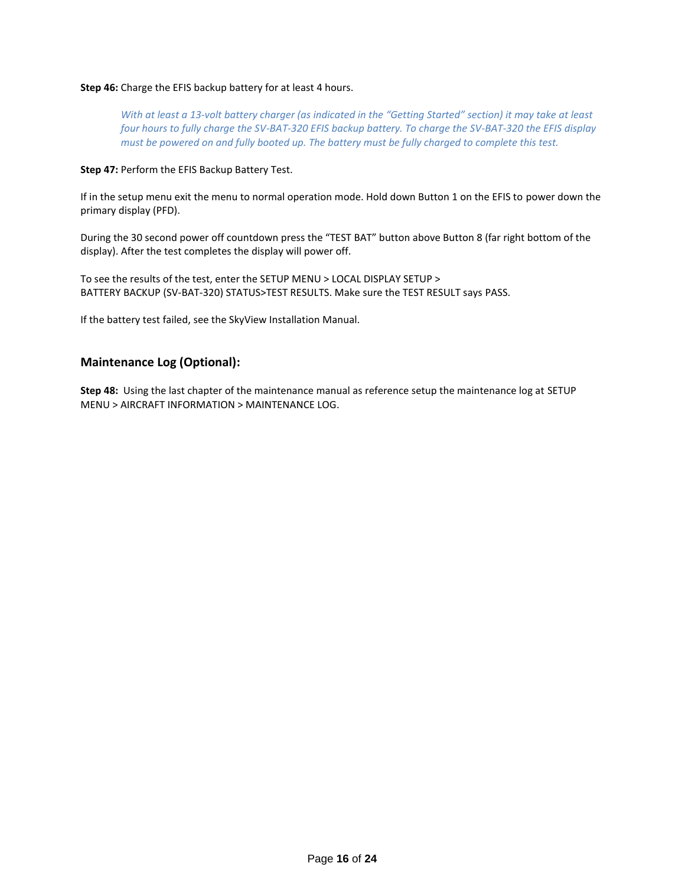**Step 46:** Charge the EFIS backup battery for at least 4 hours.

> *With at least a 13-volt battery charger (as indicated in the "Getting Started" section) it may take at least four hours to fully charge the SV-BAT-320 EFIS backup battery. To charge the SV-BAT-320 the EFIS display must be powered on and fully booted up. The battery must be fully charged to complete this test.*

**Step 47:** Perform the EFIS Backup Battery Test.

If in the setup menu exit the menu to normal operation mode. Hold down Button 1 on the EFIS to power down the primary display (PFD).

During the 30 second power off countdown press the "TEST BAT" button above Button 8 (far right bottom of the display). After the test completes the display will power off.

To see the results of the test, enter the SETUP MENU > LOCAL DISPLAY SETUP > BATTERY BACKUP (SV-BAT-320) STATUS>TEST RESULTS. Make sure the TEST RESULT says PASS.

If the battery test failed, see the SkyView Installation Manual.

### Maintenance Log (Optional):

**Step 48:** Using the last chapter of the maintenance manual as reference setup the maintenance log at SETUP MENU > AIRCRAFT INFORMATION > MAINTENANCE LOG.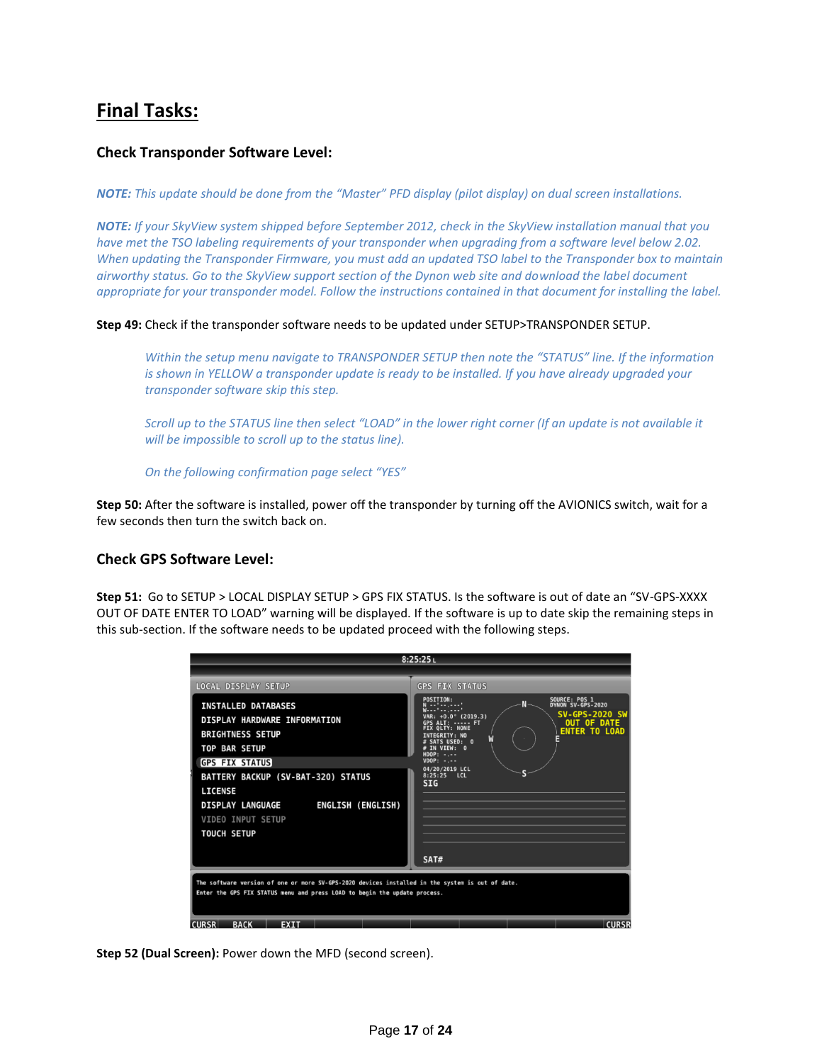# Final Tasks:

## Check Transponder Software Level:

*NOTE: This update should be done from the "Master" PFD display (pilot display) on dual screen installations.*

*NOTE: If your SkyView system shipped before September 2012, check in the SkyView installation manual that you have met the TSO labeling requirements of your transponder when upgrading from a software level below 2.02. When updating the Transponder Firmware, you must add an updated TSO label to the Transponder box to maintain airworthy status. Go to the SkyView support section of the Dynon web site and download the label document appropriate for your transponder model. Follow the instructions contained in that document for installing the label.*

**Step 49:** Check if the transponder software needs to be updated under SETUP>TRANSPONDER SETUP.

> *Within the setup menu navigate to TRANSPONDER SETUP then note the "STATUS" line. If the information is shown in YELLOW a transponder update is ready to be installed. If you have already upgraded your transponder software skip this step.*
>
> *Scroll up to the STATUS line then select "LOAD" in the lower right corner (If an update is not available it will be impossible to scroll up to the status line).*
>
> *On the following confirmation page select "YES"*

**Step 50:** After the software is installed, power off the transponder by turning off the AVIONICS switch, wait for a few seconds then turn the switch back on.

## Check GPS Software Level:

**Step 51:** Go to SETUP > LOCAL DISPLAY SETUP > GPS FIX STATUS. Is the software is out of date an "SV-GPS-XXXX OUT OF DATE ENTER TO LOAD" warning will be displayed. If the software is up to date skip the remaining steps in this sub-section. If the software needs to be updated proceed with the following steps.

**Step 52 (Dual Screen):** Power down the MFD (second screen).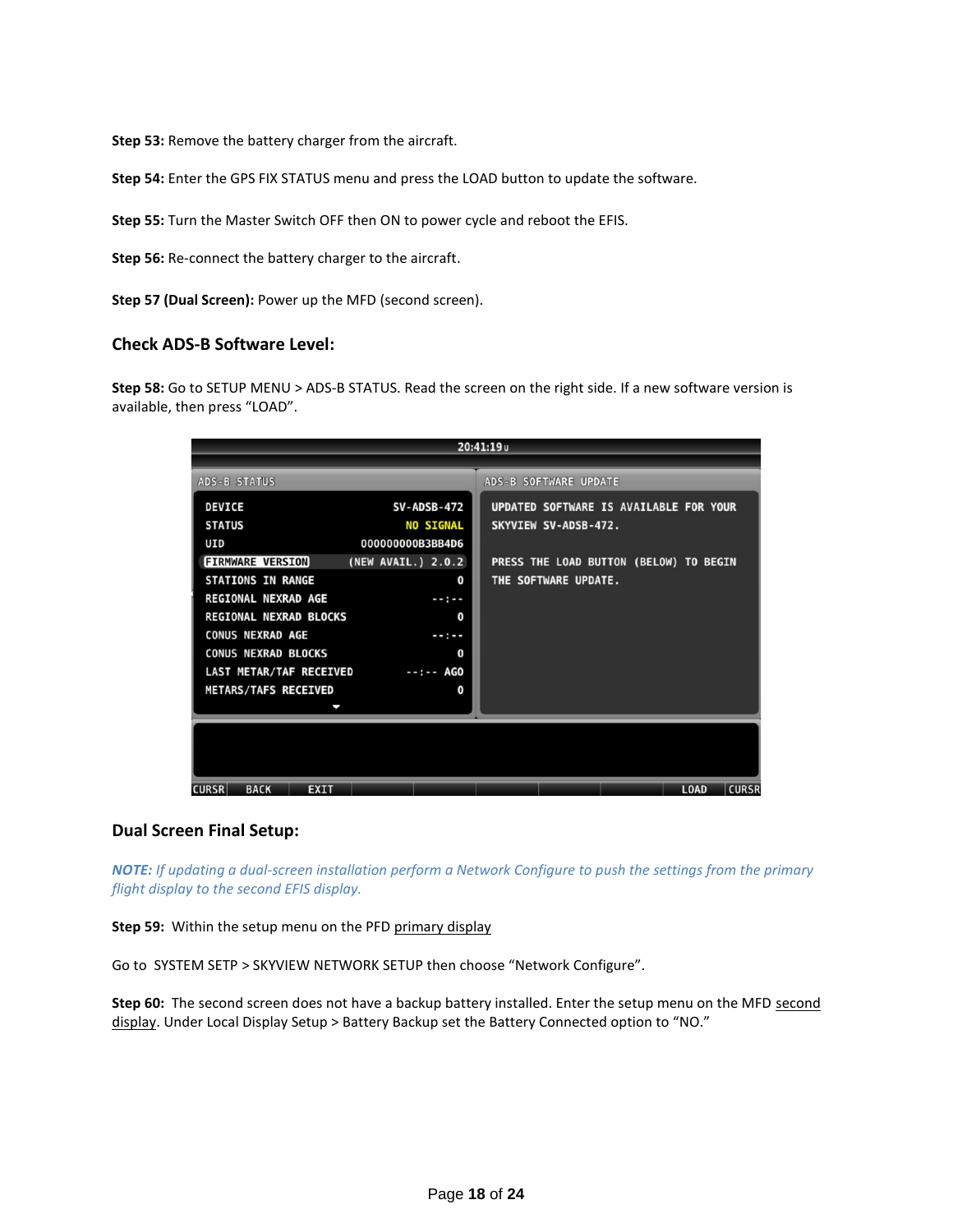**Step 53:** Remove the battery charger from the aircraft.

**Step 54:** Enter the GPS FIX STATUS menu and press the LOAD button to update the software.

**Step 55:** Turn the Master Switch OFF then ON to power cycle and reboot the EFIS.

**Step 56:** Re-connect the battery charger to the aircraft.

**Step 57 (Dual Screen):** Power up the MFD (second screen).

### Check ADS-B Software Level:

**Step 58:** Go to SETUP MENU > ADS-B STATUS. Read the screen on the right side. If a new software version is available, then press “LOAD”.

### Dual Screen Final Setup:

***NOTE:*** *If updating a dual-screen installation perform a Network Configure to push the settings from the primary flight display to the second EFIS display.*

**Step 59:** Within the setup menu on the PFD primary display

Go to SYSTEM SETP > SKYVIEW NETWORK SETUP then choose “Network Configure”.

**Step 60:** The second screen does not have a backup battery installed. Enter the setup menu on the MFD second display. Under Local Display Setup > Battery Backup set the Battery Connected option to “NO.”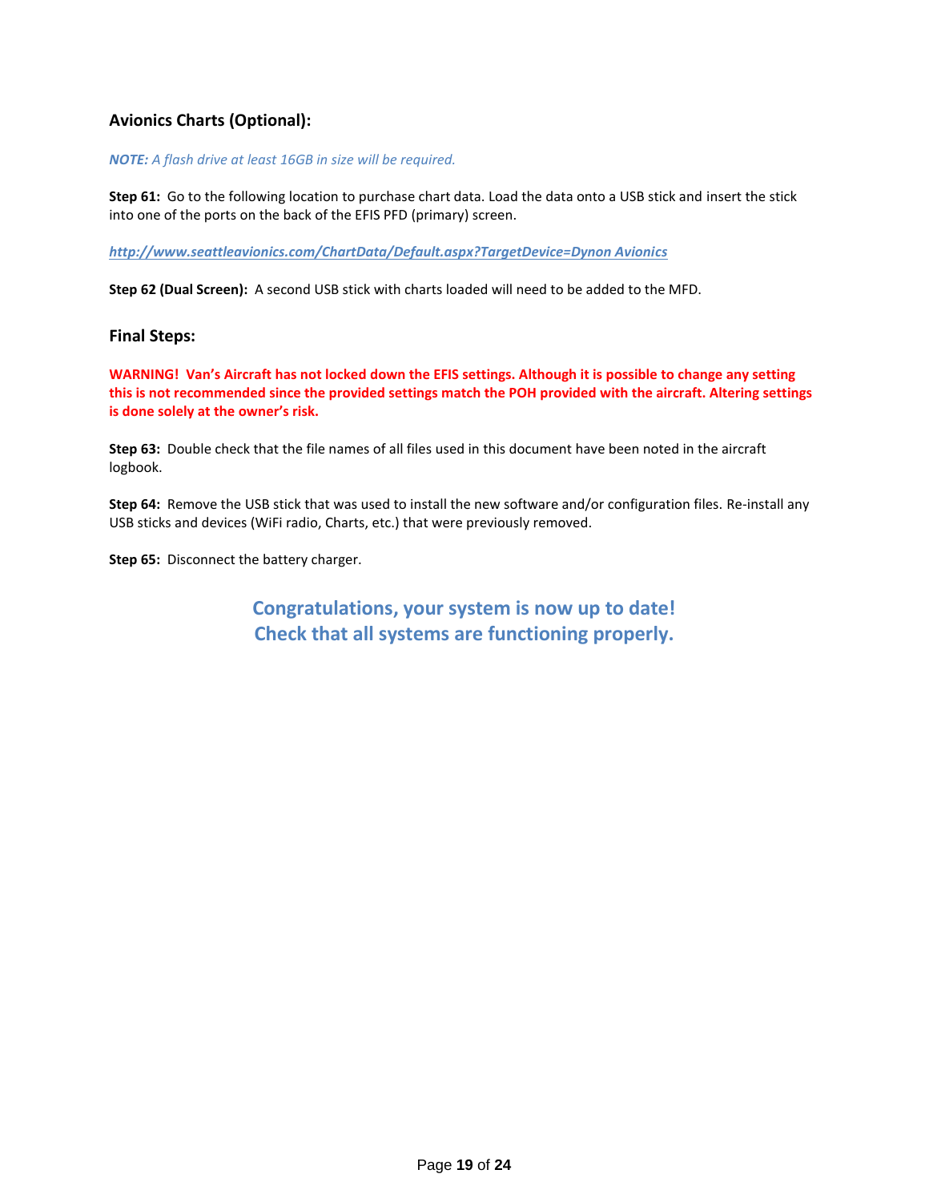## Avionics Charts (Optional):

***NOTE:*** *A flash drive at least 16GB in size will be required.*

**Step 61:** Go to the following location to purchase chart data. Load the data onto a USB stick and insert the stick into one of the ports on the back of the EFIS PFD (primary) screen.

***http://www.seattleavionics.com/ChartData/Default.aspx?TargetDevice=Dynon Avionics***

**Step 62 (Dual Screen):** A second USB stick with charts loaded will need to be added to the MFD.

## Final Steps:

**WARNING! Van's Aircraft has not locked down the EFIS settings. Although it is possible to change any setting this is not recommended since the provided settings match the POH provided with the aircraft. Altering settings is done solely at the owner's risk.**

**Step 63:** Double check that the file names of all files used in this document have been noted in the aircraft logbook.

**Step 64:** Remove the USB stick that was used to install the new software and/or configuration files. Re-install any USB sticks and devices (WiFi radio, Charts, etc.) that were previously removed.

**Step 65:** Disconnect the battery charger.

**Congratulations, your system is now up to date!**
**Check that all systems are functioning properly.**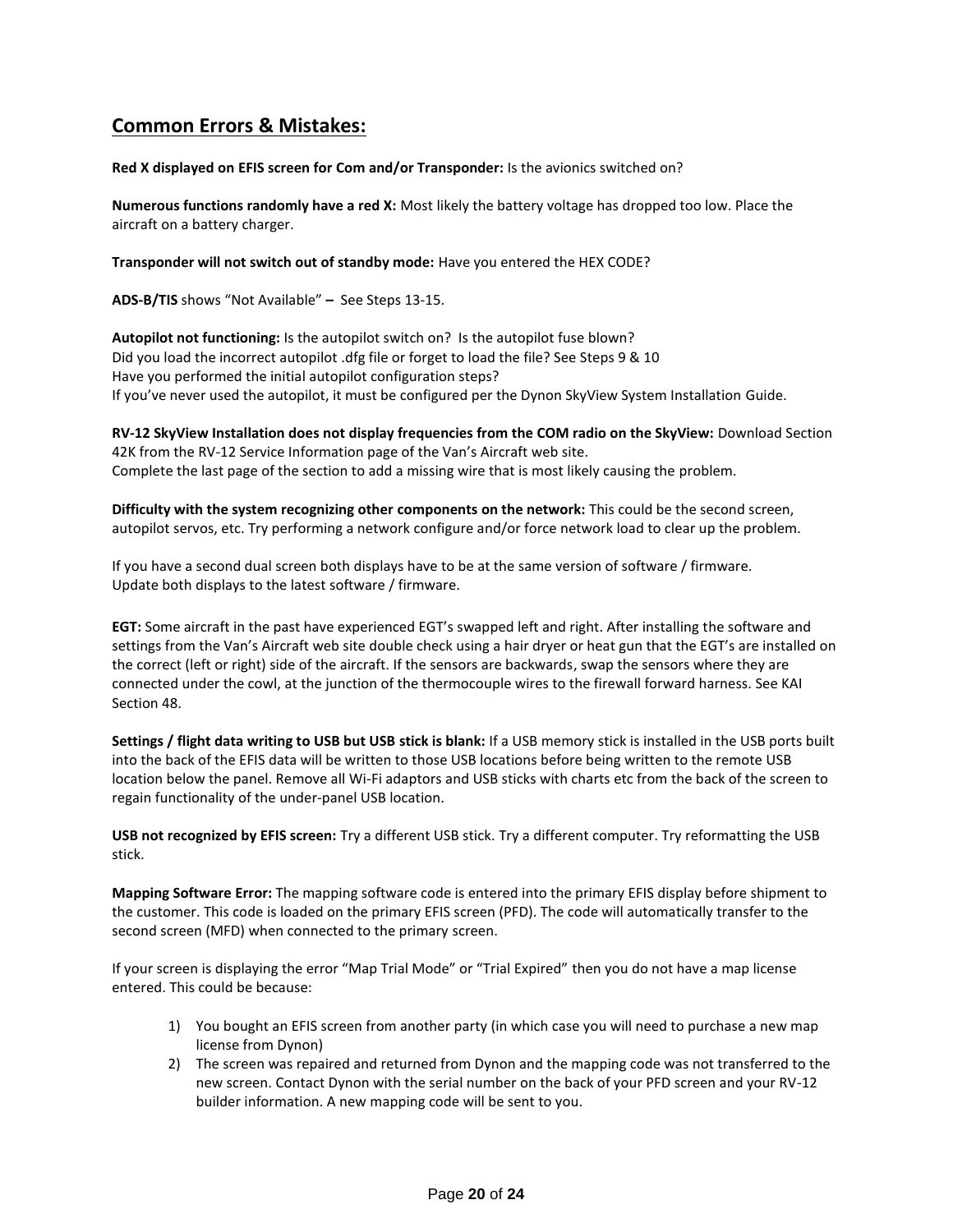## Common Errors & Mistakes:

**Red X displayed on EFIS screen for Com and/or Transponder:** Is the avionics switched on?

**Numerous functions randomly have a red X:** Most likely the battery voltage has dropped too low. Place the aircraft on a battery charger.

**Transponder will not switch out of standby mode:** Have you entered the HEX CODE?

**ADS-B/TIS** shows "Not Available" – See Steps 13-15.

**Autopilot not functioning:** Is the autopilot switch on? Is the autopilot fuse blown?
Did you load the incorrect autopilot .dfg file or forget to load the file? See Steps 9 & 10
Have you performed the initial autopilot configuration steps?
If you've never used the autopilot, it must be configured per the Dynon SkyView System Installation Guide.

**RV-12 SkyView Installation does not display frequencies from the COM radio on the SkyView:** Download Section 42K from the RV-12 Service Information page of the Van's Aircraft web site.
Complete the last page of the section to add a missing wire that is most likely causing the problem.

**Difficulty with the system recognizing other components on the network:** This could be the second screen, autopilot servos, etc. Try performing a network configure and/or force network load to clear up the problem.

If you have a second dual screen both displays have to be at the same version of software / firmware.
Update both displays to the latest software / firmware.

**EGT:** Some aircraft in the past have experienced EGT's swapped left and right. After installing the software and settings from the Van's Aircraft web site double check using a hair dryer or heat gun that the EGT's are installed on the correct (left or right) side of the aircraft. If the sensors are backwards, swap the sensors where they are connected under the cowl, at the junction of the thermocouple wires to the firewall forward harness. See KAI Section 48.

**Settings / flight data writing to USB but USB stick is blank:** If a USB memory stick is installed in the USB ports built into the back of the EFIS data will be written to those USB locations before being written to the remote USB location below the panel. Remove all Wi-Fi adaptors and USB sticks with charts etc from the back of the screen to regain functionality of the under-panel USB location.

**USB not recognized by EFIS screen:** Try a different USB stick. Try a different computer. Try reformatting the USB stick.

**Mapping Software Error:** The mapping software code is entered into the primary EFIS display before shipment to the customer. This code is loaded on the primary EFIS screen (PFD). The code will automatically transfer to the second screen (MFD) when connected to the primary screen.

If your screen is displaying the error "Map Trial Mode" or "Trial Expired" then you do not have a map license entered. This could be because:

1) You bought an EFIS screen from another party (in which case you will need to purchase a new map license from Dynon)
2) The screen was repaired and returned from Dynon and the mapping code was not transferred to the new screen. Contact Dynon with the serial number on the back of your PFD screen and your RV-12 builder information. A new mapping code will be sent to you.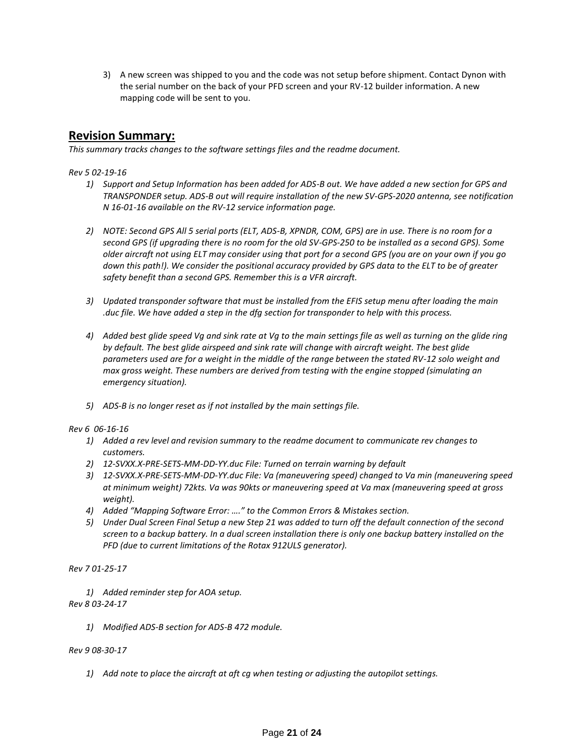3) A new screen was shipped to you and the code was not setup before shipment. Contact Dynon with the serial number on the back of your PFD screen and your RV-12 builder information. A new mapping code will be sent to you.

## Revision Summary:

*This summary tracks changes to the software settings files and the readme document.*

*Rev 5 02-19-16*

1) *Support and Setup Information has been added for ADS-B out. We have added a new section for GPS and TRANSPONDER setup. ADS-B out will require installation of the new SV-GPS-2020 antenna, see notification N 16-01-16 available on the RV-12 service information page.*

2) *NOTE: Second GPS All 5 serial ports (ELT, ADS-B, XPNDR, COM, GPS) are in use. There is no room for a second GPS (if upgrading there is no room for the old SV-GPS-250 to be installed as a second GPS). Some older aircraft not using ELT may consider using that port for a second GPS (you are on your own if you go down this path!). We consider the positional accuracy provided by GPS data to the ELT to be of greater safety benefit than a second GPS. Remember this is a VFR aircraft.*

3) *Updated transponder software that must be installed from the EFIS setup menu after loading the main .duc file. We have added a step in the dfg section for transponder to help with this process.*

4) *Added best glide speed Vg and sink rate at Vg to the main settings file as well as turning on the glide ring by default. The best glide airspeed and sink rate will change with aircraft weight. The best glide parameters used are for a weight in the middle of the range between the stated RV-12 solo weight and max gross weight. These numbers are derived from testing with the engine stopped (simulating an emergency situation).*

5) *ADS-B is no longer reset as if not installed by the main settings file.*

*Rev 6 06-16-16*

1) *Added a rev level and revision summary to the readme document to communicate rev changes to customers.*
2) *12-SVXX.X-PRE-SETS-MM-DD-YY.duc File: Turned on terrain warning by default*
3) *12-SVXX.X-PRE-SETS-MM-DD-YY.duc File: Va (maneuvering speed) changed to Va min (maneuvering speed at minimum weight) 72kts. Va was 90kts or maneuvering speed at Va max (maneuvering speed at gross weight).*
4) *Added "Mapping Software Error: …." to the Common Errors & Mistakes section.*
5) *Under Dual Screen Final Setup a new Step 21 was added to turn off the default connection of the second screen to a backup battery. In a dual screen installation there is only one backup battery installed on the PFD (due to current limitations of the Rotax 912ULS generator).*

*Rev 7 01-25-17*

1) *Added reminder step for AOA setup.*

*Rev 8 03-24-17*

1) *Modified ADS-B section for ADS-B 472 module.*

*Rev 9 08-30-17*

1) *Add note to place the aircraft at aft cg when testing or adjusting the autopilot settings.*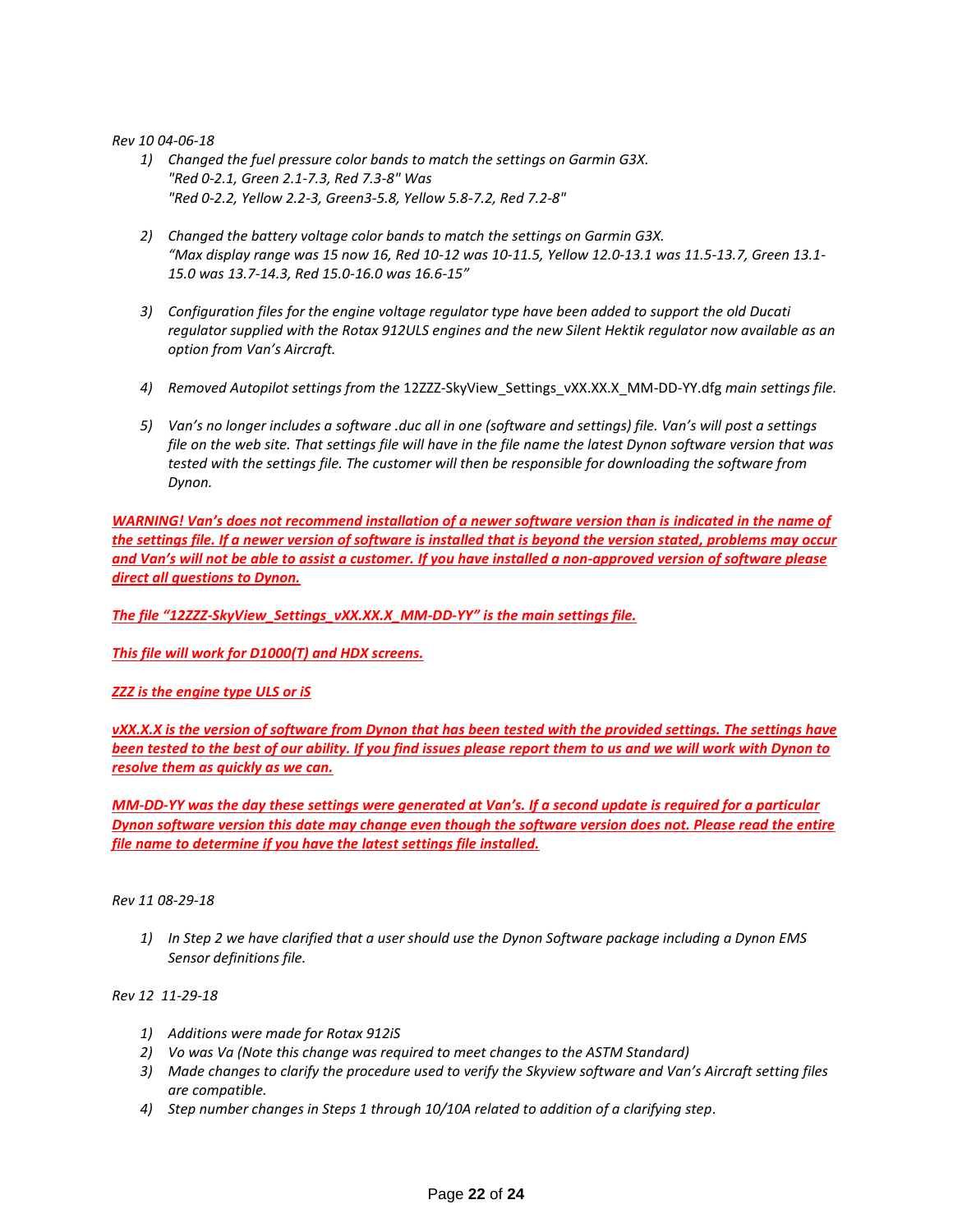*Rev 10 04-06-18*

1) *Changed the fuel pressure color bands to match the settings on Garmin G3X.*
   *"Red 0-2.1, Green 2.1-7.3, Red 7.3-8" Was*
   *"Red 0-2.2, Yellow 2.2-3, Green3-5.8, Yellow 5.8-7.2, Red 7.2-8"*

2) *Changed the battery voltage color bands to match the settings on Garmin G3X.*
   *"Max display range was 15 now 16, Red 10-12 was 10-11.5, Yellow 12.0-13.1 was 11.5-13.7, Green 13.1-15.0 was 13.7-14.3, Red 15.0-16.0 was 16.6-15"*

3) *Configuration files for the engine voltage regulator type have been added to support the old Ducati regulator supplied with the Rotax 912ULS engines and the new Silent Hektik regulator now available as an option from Van's Aircraft.*

4) *Removed Autopilot settings from the* 12ZZZ-SkyView_Settings_vXX.XX.X_MM-DD-YY.dfg *main settings file.*

5) *Van's no longer includes a software .duc all in one (software and settings) file. Van's will post a settings file on the web site. That settings file will have in the file name the latest Dynon software version that was tested with the settings file. The customer will then be responsible for downloading the software from Dynon.*

***WARNING! Van's does not recommend installation of a newer software version than is indicated in the name of the settings file. If a newer version of software is installed that is beyond the version stated, problems may occur and Van's will not be able to assist a customer. If you have installed a non-approved version of software please direct all questions to Dynon.***

***The file "12ZZZ-SkyView_Settings_vXX.XX.X_MM-DD-YY" is the main settings file.***

***This file will work for D1000(T) and HDX screens.***

***ZZZ is the engine type ULS or iS***

***vXX.X.X is the version of software from Dynon that has been tested with the provided settings. The settings have been tested to the best of our ability. If you find issues please report them to us and we will work with Dynon to resolve them as quickly as we can.***

***MM-DD-YY was the day these settings were generated at Van's. If a second update is required for a particular Dynon software version this date may change even though the software version does not. Please read the entire file name to determine if you have the latest settings file installed.***

*Rev 11 08-29-18*

1) *In Step 2 we have clarified that a user should use the Dynon Software package including a Dynon EMS Sensor definitions file.*

*Rev 12 11-29-18*

1) *Additions were made for Rotax 912iS*
2) *Vo was Va (Note this change was required to meet changes to the ASTM Standard)*
3) *Made changes to clarify the procedure used to verify the Skyview software and Van's Aircraft setting files are compatible.*
4) *Step number changes in Steps 1 through 10/10A related to addition of a clarifying step.*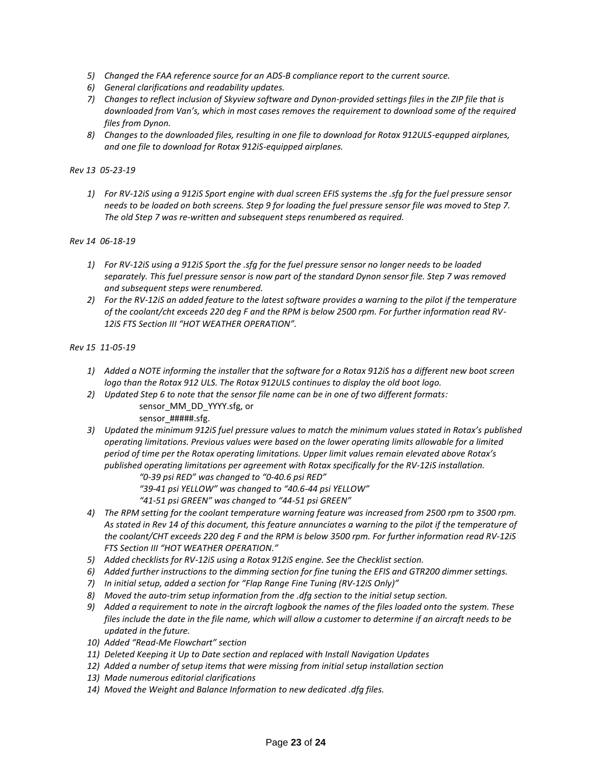5) *Changed the FAA reference source for an ADS-B compliance report to the current source.*
6) *General clarifications and readability updates.*
7) *Changes to reflect inclusion of Skyview software and Dynon-provided settings files in the ZIP file that is downloaded from Van's, which in most cases removes the requirement to download some of the required files from Dynon.*
8) *Changes to the downloaded files, resulting in one file to download for Rotax 912ULS-equpped airplanes, and one file to download for Rotax 912iS-equipped airplanes.*

*Rev 13 05-23-19*

1) *For RV-12iS using a 912iS Sport engine with dual screen EFIS systems the .sfg for the fuel pressure sensor needs to be loaded on both screens. Step 9 for loading the fuel pressure sensor file was moved to Step 7. The old Step 7 was re-written and subsequent steps renumbered as required.*

*Rev 14 06-18-19*

1) *For RV-12iS using a 912iS Sport the .sfg for the fuel pressure sensor no longer needs to be loaded separately. This fuel pressure sensor is now part of the standard Dynon sensor file. Step 7 was removed and subsequent steps were renumbered.*
2) *For the RV-12iS an added feature to the latest software provides a warning to the pilot if the temperature of the coolant/cht exceeds 220 deg F and the RPM is below 2500 rpm. For further information read RV-12iS FTS Section III "HOT WEATHER OPERATION".*

*Rev 15 11-05-19*

1) *Added a NOTE informing the installer that the software for a Rotax 912iS has a different new boot screen logo than the Rotax 912 ULS. The Rotax 912ULS continues to display the old boot logo.*
2) *Updated Step 6 to note that the sensor file name can be in one of two different formats:*
   sensor_MM_DD_YYYY.sfg, or
   sensor_#####.sfg.
3) *Updated the minimum 912iS fuel pressure values to match the minimum values stated in Rotax's published operating limitations. Previous values were based on the lower operating limits allowable for a limited period of time per the Rotax operating limitations. Upper limit values remain elevated above Rotax's published operating limitations per agreement with Rotax specifically for the RV-12iS installation.*
   *"0-39 psi RED" was changed to "0-40.6 psi RED"*
   *"39-41 psi YELLOW" was changed to "40.6-44 psi YELLOW"*
   *"41-51 psi GREEN" was changed to "44-51 psi GREEN"*
4) *The RPM setting for the coolant temperature warning feature was increased from 2500 rpm to 3500 rpm. As stated in Rev 14 of this document, this feature annunciates a warning to the pilot if the temperature of the coolant/CHT exceeds 220 deg F and the RPM is below 3500 rpm. For further information read RV-12iS FTS Section III "HOT WEATHER OPERATION."*
5) *Added checklists for RV-12iS using a Rotax 912iS engine. See the Checklist section.*
6) *Added further instructions to the dimming section for fine tuning the EFIS and GTR200 dimmer settings.*
7) *In initial setup, added a section for "Flap Range Fine Tuning (RV-12iS Only)"*
8) *Moved the auto-trim setup information from the .dfg section to the initial setup section.*
9) *Added a requirement to note in the aircraft logbook the names of the files loaded onto the system. These files include the date in the file name, which will allow a customer to determine if an aircraft needs to be updated in the future.*
10) *Added "Read-Me Flowchart" section*
11) *Deleted Keeping it Up to Date section and replaced with Install Navigation Updates*
12) *Added a number of setup items that were missing from initial setup installation section*
13) *Made numerous editorial clarifications*
14) *Moved the Weight and Balance Information to new dedicated .dfg files.*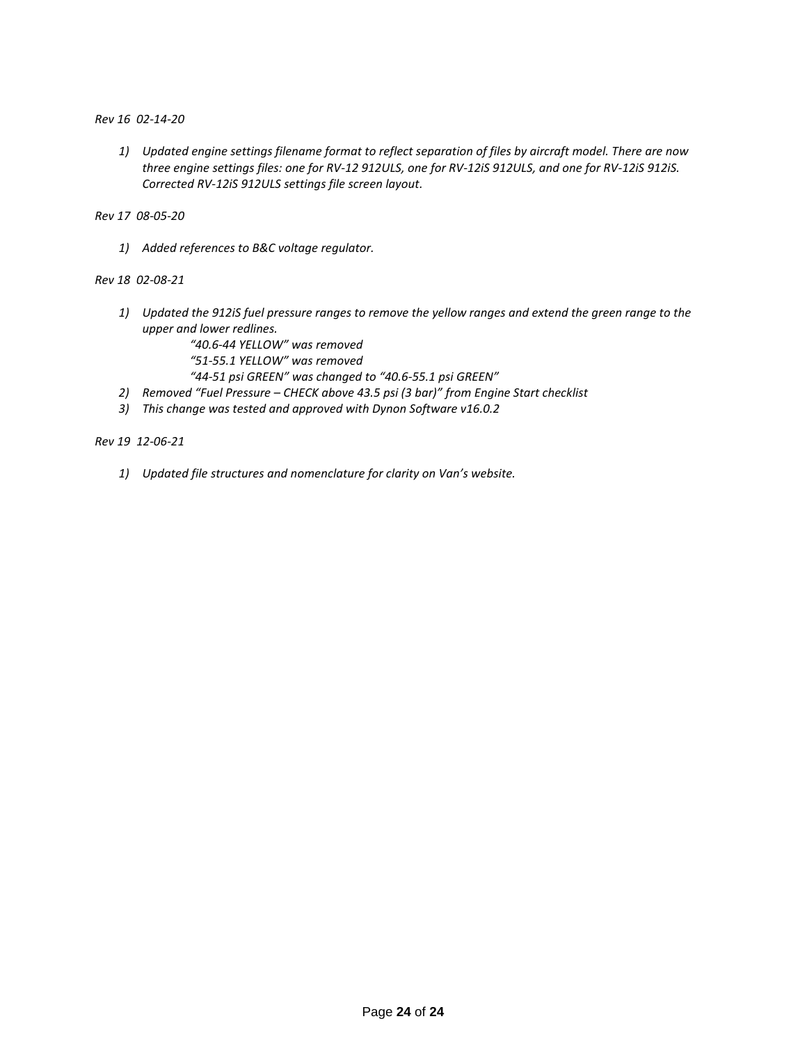*Rev 16  02-14-20*

1) *Updated engine settings filename format to reflect separation of files by aircraft model. There are now three engine settings files: one for RV-12 912ULS, one for RV-12iS 912ULS, and one for RV-12iS 912iS. Corrected RV-12iS 912ULS settings file screen layout.*

*Rev 17  08-05-20*

1) *Added references to B&C voltage regulator.*

*Rev 18  02-08-21*

1) *Updated the 912iS fuel pressure ranges to remove the yellow ranges and extend the green range to the upper and lower redlines.*
   *"40.6-44 YELLOW" was removed*
   *"51-55.1 YELLOW" was removed*
   *"44-51 psi GREEN" was changed to "40.6-55.1 psi GREEN"*
2) *Removed "Fuel Pressure – CHECK above 43.5 psi (3 bar)" from Engine Start checklist*
3) *This change was tested and approved with Dynon Software v16.0.2*

*Rev 19  12-06-21*

1) *Updated file structures and nomenclature for clarity on Van's website.*